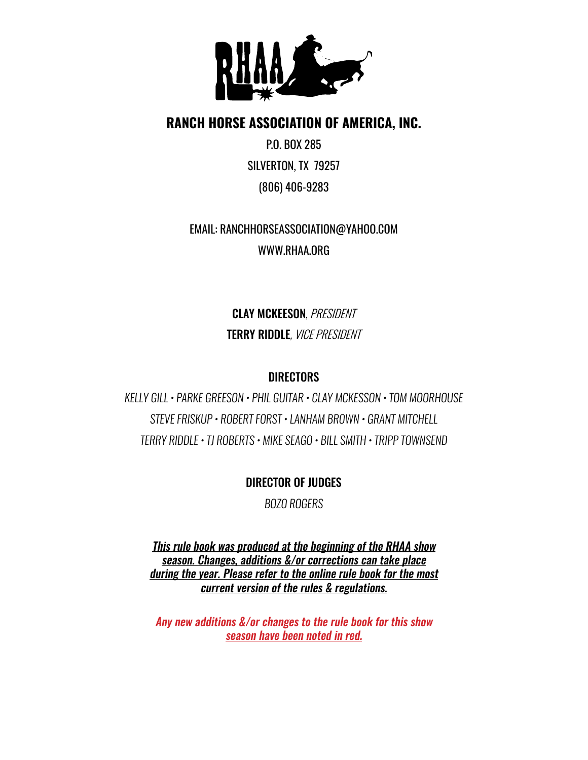# RANCH HORSE ASSOCIATION OF AMERICA, INC.

P.O. BOX 285

SILVERTON, TX 79257

(806) 406-9283

EMAIL: RANCHHORSEASSOCIATION@YAHOO.COM

WWW.RHAA.ORG

**CLAY MCKEESON**, *PRESIDENT*

**TERRY RIDDLE**, *VICE PRESIDENT*

## DIRECTORS

*KELLY GILL • PARKE GREESON • PHIL GUITAR • CLAY MCKESSON • TOM MOORHOUSE*

*STEVE FRISKUP • ROBERT FORST • LANHAM BROWN • GRANT MITCHELL*

*TERRY RIDDLE • TJ ROBERTS • MIKE SEAGO • BILL SMITH • TRIPP TOWNSEND*

## DIRECTOR OF JUDGES

*BOZO ROGERS*

***This rule book was produced at the beginning of the RHAA show season. Changes, additions &/or corrections can take place during the year. Please refer to the online rule book for the most current version of the rules & regulations.***

***Any new additions &/or changes to the rule book for this show season have been noted in red.***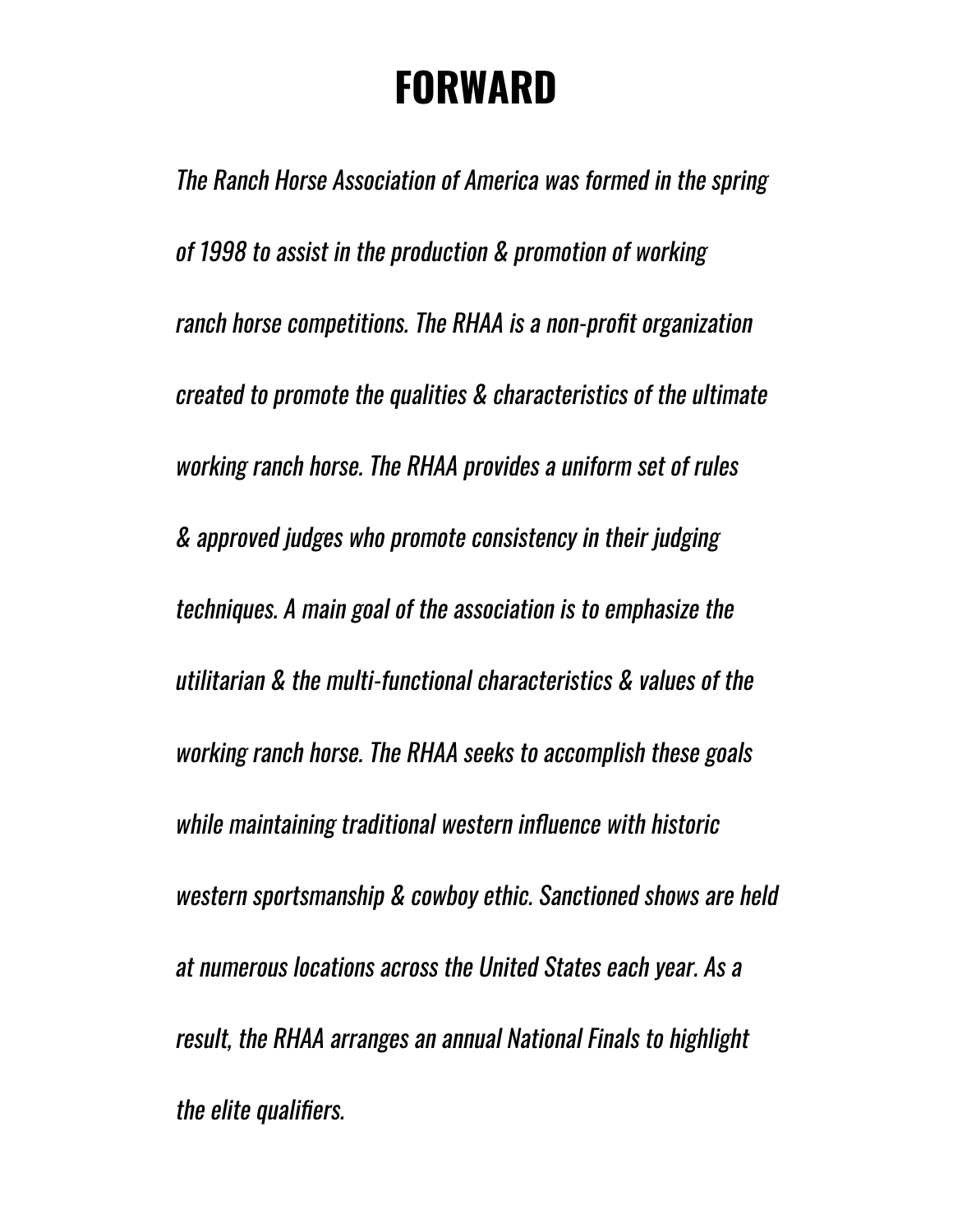# FORWARD

*The Ranch Horse Association of America was formed in the spring of 1998 to assist in the production & promotion of working ranch horse competitions. The RHAA is a non-profit organization created to promote the qualities & characteristics of the ultimate working ranch horse. The RHAA provides a uniform set of rules & approved judges who promote consistency in their judging techniques. A main goal of the association is to emphasize the utilitarian & the multi-functional characteristics & values of the working ranch horse. The RHAA seeks to accomplish these goals while maintaining traditional western influence with historic western sportsmanship & cowboy ethic. Sanctioned shows are held at numerous locations across the United States each year. As a result, the RHAA arranges an annual National Finals to highlight the elite qualifiers.*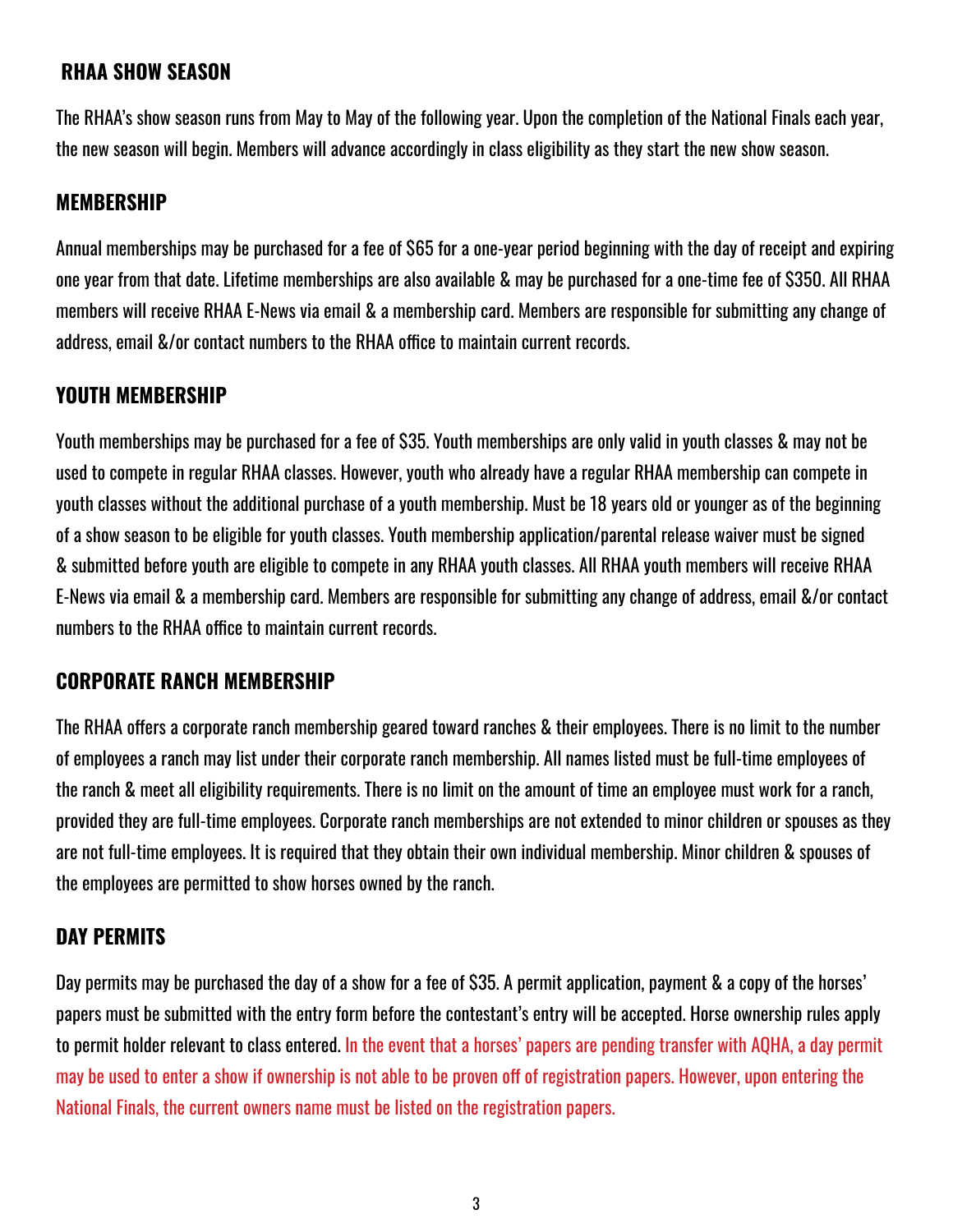## RHAA SHOW SEASON

The RHAA's show season runs from May to May of the following year. Upon the completion of the National Finals each year, the new season will begin. Members will advance accordingly in class eligibility as they start the new show season.

## MEMBERSHIP

Annual memberships may be purchased for a fee of $65 for a one-year period beginning with the day of receipt and expiring one year from that date. Lifetime memberships are also available & may be purchased for a one-time fee of $350. All RHAA members will receive RHAA E-News via email & a membership card. Members are responsible for submitting any change of address, email &/or contact numbers to the RHAA office to maintain current records.

## YOUTH MEMBERSHIP

Youth memberships may be purchased for a fee of $35. Youth memberships are only valid in youth classes & may not be used to compete in regular RHAA classes. However, youth who already have a regular RHAA membership can compete in youth classes without the additional purchase of a youth membership. Must be 18 years old or younger as of the beginning of a show season to be eligible for youth classes. Youth membership application/parental release waiver must be signed & submitted before youth are eligible to compete in any RHAA youth classes. All RHAA youth members will receive RHAA E-News via email & a membership card. Members are responsible for submitting any change of address, email &/or contact numbers to the RHAA office to maintain current records.

## CORPORATE RANCH MEMBERSHIP

The RHAA offers a corporate ranch membership geared toward ranches & their employees. There is no limit to the number of employees a ranch may list under their corporate ranch membership. All names listed must be full-time employees of the ranch & meet all eligibility requirements. There is no limit on the amount of time an employee must work for a ranch, provided they are full-time employees. Corporate ranch memberships are not extended to minor children or spouses as they are not full-time employees. It is required that they obtain their own individual membership. Minor children & spouses of the employees are permitted to show horses owned by the ranch.

## DAY PERMITS

Day permits may be purchased the day of a show for a fee of $35. A permit application, payment & a copy of the horses' papers must be submitted with the entry form before the contestant's entry will be accepted. Horse ownership rules apply to permit holder relevant to class entered. In the event that a horses' papers are pending transfer with AQHA, a day permit may be used to enter a show if ownership is not able to be proven off of registration papers. However, upon entering the National Finals, the current owners name must be listed on the registration papers.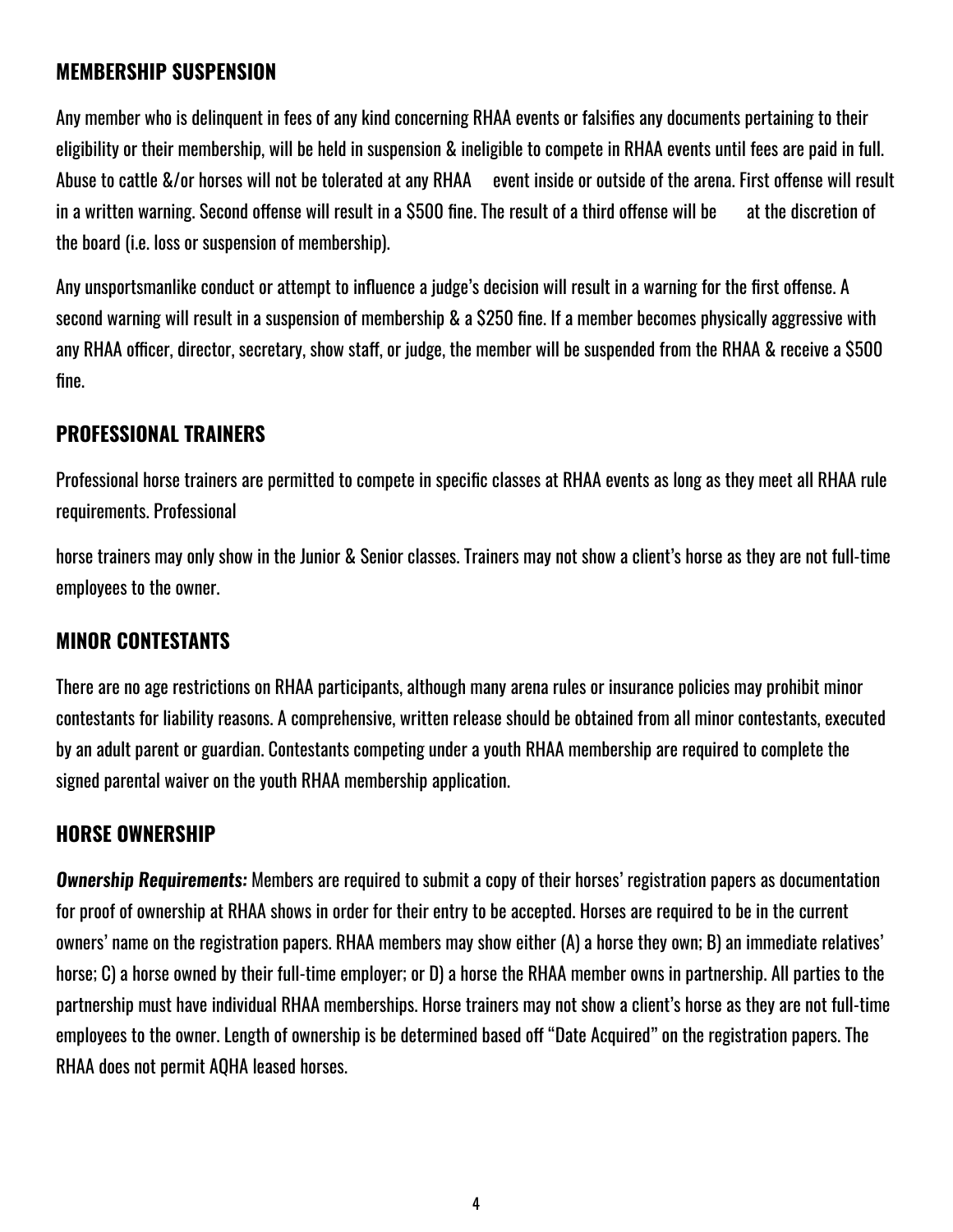## MEMBERSHIP SUSPENSION

Any member who is delinquent in fees of any kind concerning RHAA events or falsifies any documents pertaining to their eligibility or their membership, will be held in suspension & ineligible to compete in RHAA events until fees are paid in full. Abuse to cattle &/or horses will not be tolerated at any RHAA event inside or outside of the arena. First offense will result in a written warning. Second offense will result in a $500 fine. The result of a third offense will be at the discretion of the board (i.e. loss or suspension of membership).

Any unsportsmanlike conduct or attempt to influence a judge's decision will result in a warning for the first offense. A second warning will result in a suspension of membership & a $250 fine. If a member becomes physically aggressive with any RHAA officer, director, secretary, show staff, or judge, the member will be suspended from the RHAA & receive a $500 fine.

## PROFESSIONAL TRAINERS

Professional horse trainers are permitted to compete in specific classes at RHAA events as long as they meet all RHAA rule requirements. Professional

horse trainers may only show in the Junior & Senior classes. Trainers may not show a client's horse as they are not full-time employees to the owner.

## MINOR CONTESTANTS

There are no age restrictions on RHAA participants, although many arena rules or insurance policies may prohibit minor contestants for liability reasons. A comprehensive, written release should be obtained from all minor contestants, executed by an adult parent or guardian. Contestants competing under a youth RHAA membership are required to complete the signed parental waiver on the youth RHAA membership application.

## HORSE OWNERSHIP

***Ownership Requirements:*** Members are required to submit a copy of their horses' registration papers as documentation for proof of ownership at RHAA shows in order for their entry to be accepted. Horses are required to be in the current owners' name on the registration papers. RHAA members may show either (A) a horse they own; B) an immediate relatives' horse; C) a horse owned by their full-time employer; or D) a horse the RHAA member owns in partnership. All parties to the partnership must have individual RHAA memberships. Horse trainers may not show a client's horse as they are not full-time employees to the owner. Length of ownership is be determined based off "Date Acquired" on the registration papers. The RHAA does not permit AQHA leased horses.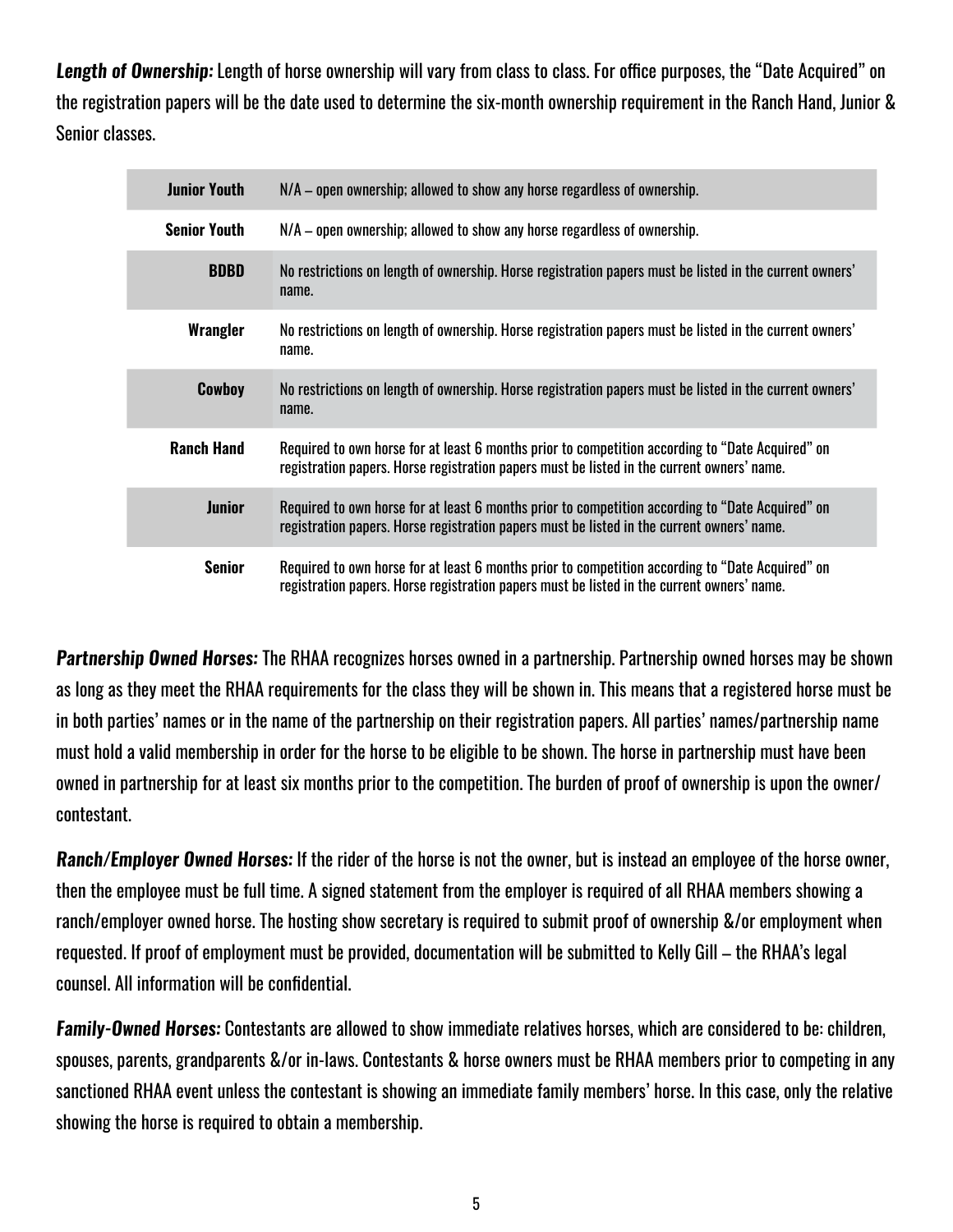***Length of Ownership:*** Length of horse ownership will vary from class to class. For office purposes, the "Date Acquired" on the registration papers will be the date used to determine the six-month ownership requirement in the Ranch Hand, Junior & Senior classes.

| | |
|---|---|
| **Junior Youth** | N/A – open ownership; allowed to show any horse regardless of ownership. |
| **Senior Youth** | N/A – open ownership; allowed to show any horse regardless of ownership. |
| **BDBD** | No restrictions on length of ownership. Horse registration papers must be listed in the current owners' name. |
| **Wrangler** | No restrictions on length of ownership. Horse registration papers must be listed in the current owners' name. |
| **Cowboy** | No restrictions on length of ownership. Horse registration papers must be listed in the current owners' name. |
| **Ranch Hand** | Required to own horse for at least 6 months prior to competition according to "Date Acquired" on registration papers. Horse registration papers must be listed in the current owners' name. |
| **Junior** | Required to own horse for at least 6 months prior to competition according to "Date Acquired" on registration papers. Horse registration papers must be listed in the current owners' name. |
| **Senior** | Required to own horse for at least 6 months prior to competition according to "Date Acquired" on registration papers. Horse registration papers must be listed in the current owners' name. |

***Partnership Owned Horses:*** The RHAA recognizes horses owned in a partnership. Partnership owned horses may be shown as long as they meet the RHAA requirements for the class they will be shown in. This means that a registered horse must be in both parties' names or in the name of the partnership on their registration papers. All parties' names/partnership name must hold a valid membership in order for the horse to be eligible to be shown. The horse in partnership must have been owned in partnership for at least six months prior to the competition. The burden of proof of ownership is upon the owner/contestant.

***Ranch/Employer Owned Horses:*** If the rider of the horse is not the owner, but is instead an employee of the horse owner, then the employee must be full time. A signed statement from the employer is required of all RHAA members showing a ranch/employer owned horse. The hosting show secretary is required to submit proof of ownership &/or employment when requested. If proof of employment must be provided, documentation will be submitted to Kelly Gill – the RHAA's legal counsel. All information will be confidential.

***Family-Owned Horses:*** Contestants are allowed to show immediate relatives horses, which are considered to be: children, spouses, parents, grandparents &/or in-laws. Contestants & horse owners must be RHAA members prior to competing in any sanctioned RHAA event unless the contestant is showing an immediate family members' horse. In this case, only the relative showing the horse is required to obtain a membership.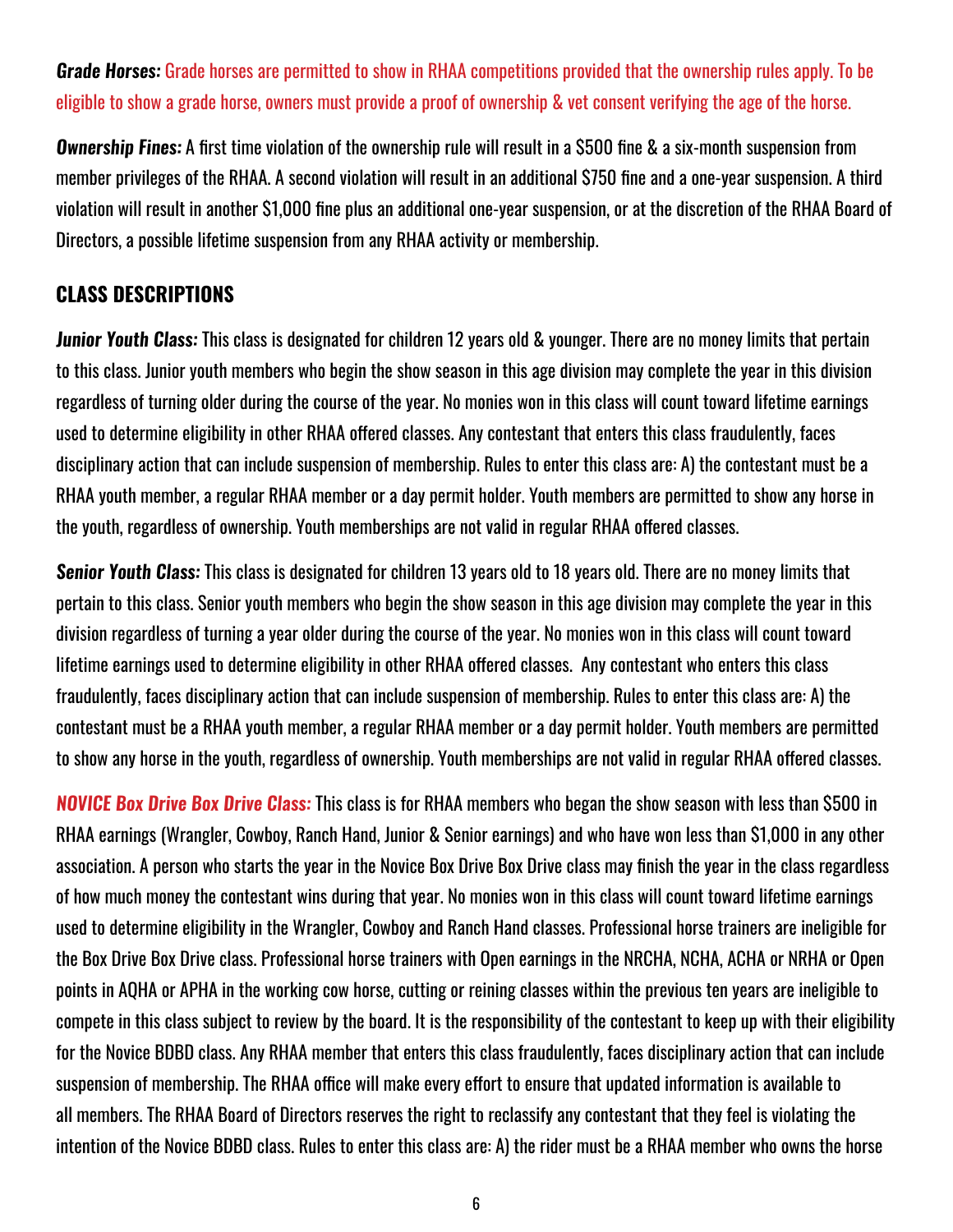***Grade Horses:*** Grade horses are permitted to show in RHAA competitions provided that the ownership rules apply. To be eligible to show a grade horse, owners must provide a proof of ownership & vet consent verifying the age of the horse.

***Ownership Fines:*** A first time violation of the ownership rule will result in a $500 fine & a six-month suspension from member privileges of the RHAA. A second violation will result in an additional $750 fine and a one-year suspension. A third violation will result in another $1,000 fine plus an additional one-year suspension, or at the discretion of the RHAA Board of Directors, a possible lifetime suspension from any RHAA activity or membership.

## CLASS DESCRIPTIONS

***Junior Youth Class:*** This class is designated for children 12 years old & younger. There are no money limits that pertain to this class. Junior youth members who begin the show season in this age division may complete the year in this division regardless of turning older during the course of the year. No monies won in this class will count toward lifetime earnings used to determine eligibility in other RHAA offered classes. Any contestant that enters this class fraudulently, faces disciplinary action that can include suspension of membership. Rules to enter this class are: A) the contestant must be a RHAA youth member, a regular RHAA member or a day permit holder. Youth members are permitted to show any horse in the youth, regardless of ownership. Youth memberships are not valid in regular RHAA offered classes.

***Senior Youth Class:*** This class is designated for children 13 years old to 18 years old. There are no money limits that pertain to this class. Senior youth members who begin the show season in this age division may complete the year in this division regardless of turning a year older during the course of the year. No monies won in this class will count toward lifetime earnings used to determine eligibility in other RHAA offered classes. Any contestant who enters this class fraudulently, faces disciplinary action that can include suspension of membership. Rules to enter this class are: A) the contestant must be a RHAA youth member, a regular RHAA member or a day permit holder. Youth members are permitted to show any horse in the youth, regardless of ownership. Youth memberships are not valid in regular RHAA offered classes.

***NOVICE Box Drive Box Drive Class:*** This class is for RHAA members who began the show season with less than $500 in RHAA earnings (Wrangler, Cowboy, Ranch Hand, Junior & Senior earnings) and who have won less than $1,000 in any other association. A person who starts the year in the Novice Box Drive Box Drive class may finish the year in the class regardless of how much money the contestant wins during that year. No monies won in this class will count toward lifetime earnings used to determine eligibility in the Wrangler, Cowboy and Ranch Hand classes. Professional horse trainers are ineligible for the Box Drive Box Drive class. Professional horse trainers with Open earnings in the NRCHA, NCHA, ACHA or NRHA or Open points in AQHA or APHA in the working cow horse, cutting or reining classes within the previous ten years are ineligible to compete in this class subject to review by the board. It is the responsibility of the contestant to keep up with their eligibility for the Novice BDBD class. Any RHAA member that enters this class fraudulently, faces disciplinary action that can include suspension of membership. The RHAA office will make every effort to ensure that updated information is available to all members. The RHAA Board of Directors reserves the right to reclassify any contestant that they feel is violating the intention of the Novice BDBD class. Rules to enter this class are: A) the rider must be a RHAA member who owns the horse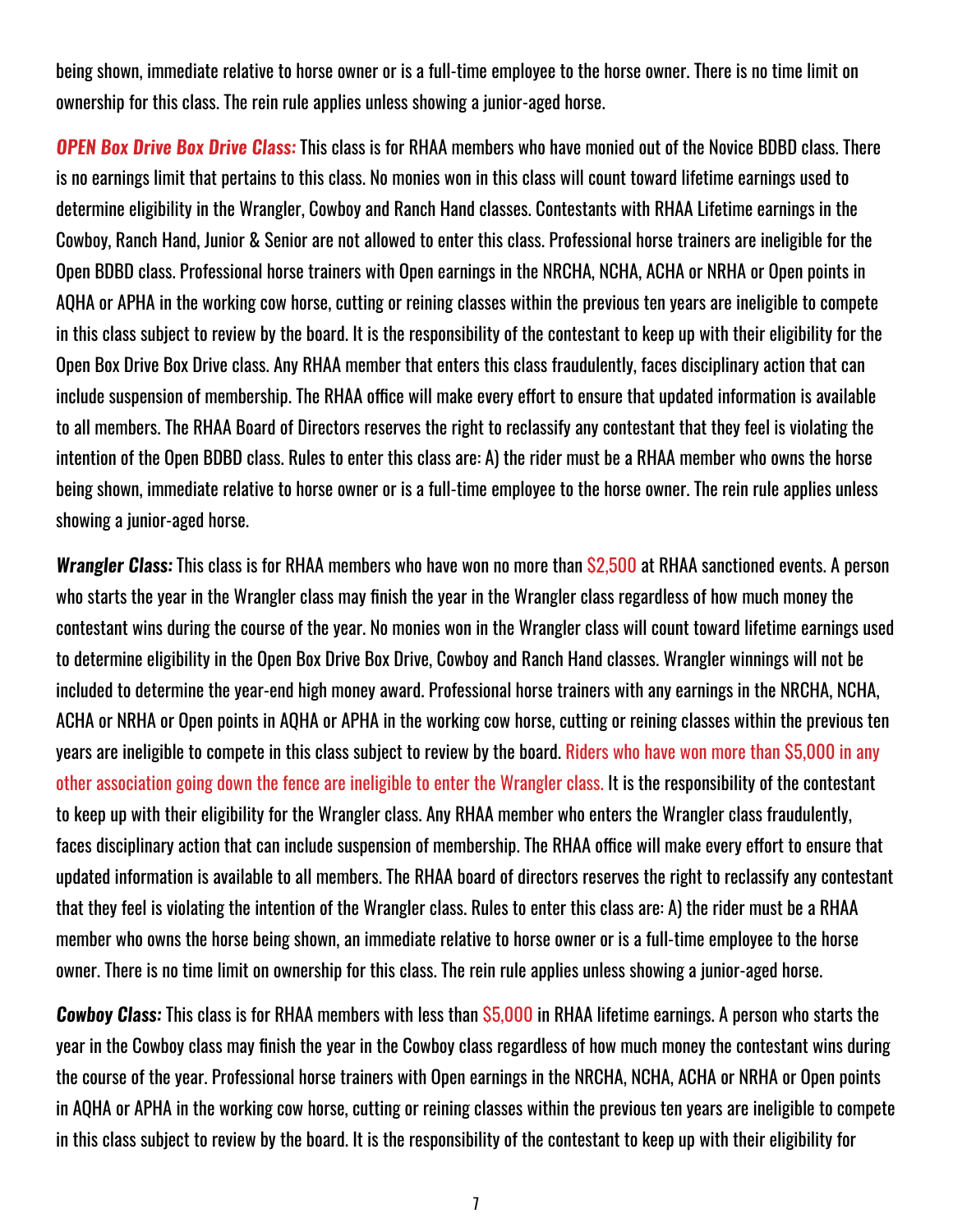being shown, immediate relative to horse owner or is a full-time employee to the horse owner. There is no time limit on ownership for this class. The rein rule applies unless showing a junior-aged horse.

***OPEN Box Drive Box Drive Class:*** This class is for RHAA members who have monied out of the Novice BDBD class. There is no earnings limit that pertains to this class. No monies won in this class will count toward lifetime earnings used to determine eligibility in the Wrangler, Cowboy and Ranch Hand classes. Contestants with RHAA Lifetime earnings in the Cowboy, Ranch Hand, Junior & Senior are not allowed to enter this class. Professional horse trainers are ineligible for the Open BDBD class. Professional horse trainers with Open earnings in the NRCHA, NCHA, ACHA or NRHA or Open points in AQHA or APHA in the working cow horse, cutting or reining classes within the previous ten years are ineligible to compete in this class subject to review by the board. It is the responsibility of the contestant to keep up with their eligibility for the Open Box Drive Box Drive class. Any RHAA member that enters this class fraudulently, faces disciplinary action that can include suspension of membership. The RHAA office will make every effort to ensure that updated information is available to all members. The RHAA Board of Directors reserves the right to reclassify any contestant that they feel is violating the intention of the Open BDBD class. Rules to enter this class are: A) the rider must be a RHAA member who owns the horse being shown, immediate relative to horse owner or is a full-time employee to the horse owner. The rein rule applies unless showing a junior-aged horse.

***Wrangler Class:*** This class is for RHAA members who have won no more than $2,500 at RHAA sanctioned events. A person who starts the year in the Wrangler class may finish the year in the Wrangler class regardless of how much money the contestant wins during the course of the year. No monies won in the Wrangler class will count toward lifetime earnings used to determine eligibility in the Open Box Drive Box Drive, Cowboy and Ranch Hand classes. Wrangler winnings will not be included to determine the year-end high money award. Professional horse trainers with any earnings in the NRCHA, NCHA, ACHA or NRHA or Open points in AQHA or APHA in the working cow horse, cutting or reining classes within the previous ten years are ineligible to compete in this class subject to review by the board. Riders who have won more than $5,000 in any other association going down the fence are ineligible to enter the Wrangler class. It is the responsibility of the contestant to keep up with their eligibility for the Wrangler class. Any RHAA member who enters the Wrangler class fraudulently, faces disciplinary action that can include suspension of membership. The RHAA office will make every effort to ensure that updated information is available to all members. The RHAA board of directors reserves the right to reclassify any contestant that they feel is violating the intention of the Wrangler class. Rules to enter this class are: A) the rider must be a RHAA member who owns the horse being shown, an immediate relative to horse owner or is a full-time employee to the horse owner. There is no time limit on ownership for this class. The rein rule applies unless showing a junior-aged horse.

***Cowboy Class:*** This class is for RHAA members with less than $5,000 in RHAA lifetime earnings. A person who starts the year in the Cowboy class may finish the year in the Cowboy class regardless of how much money the contestant wins during the course of the year. Professional horse trainers with Open earnings in the NRCHA, NCHA, ACHA or NRHA or Open points in AQHA or APHA in the working cow horse, cutting or reining classes within the previous ten years are ineligible to compete in this class subject to review by the board. It is the responsibility of the contestant to keep up with their eligibility for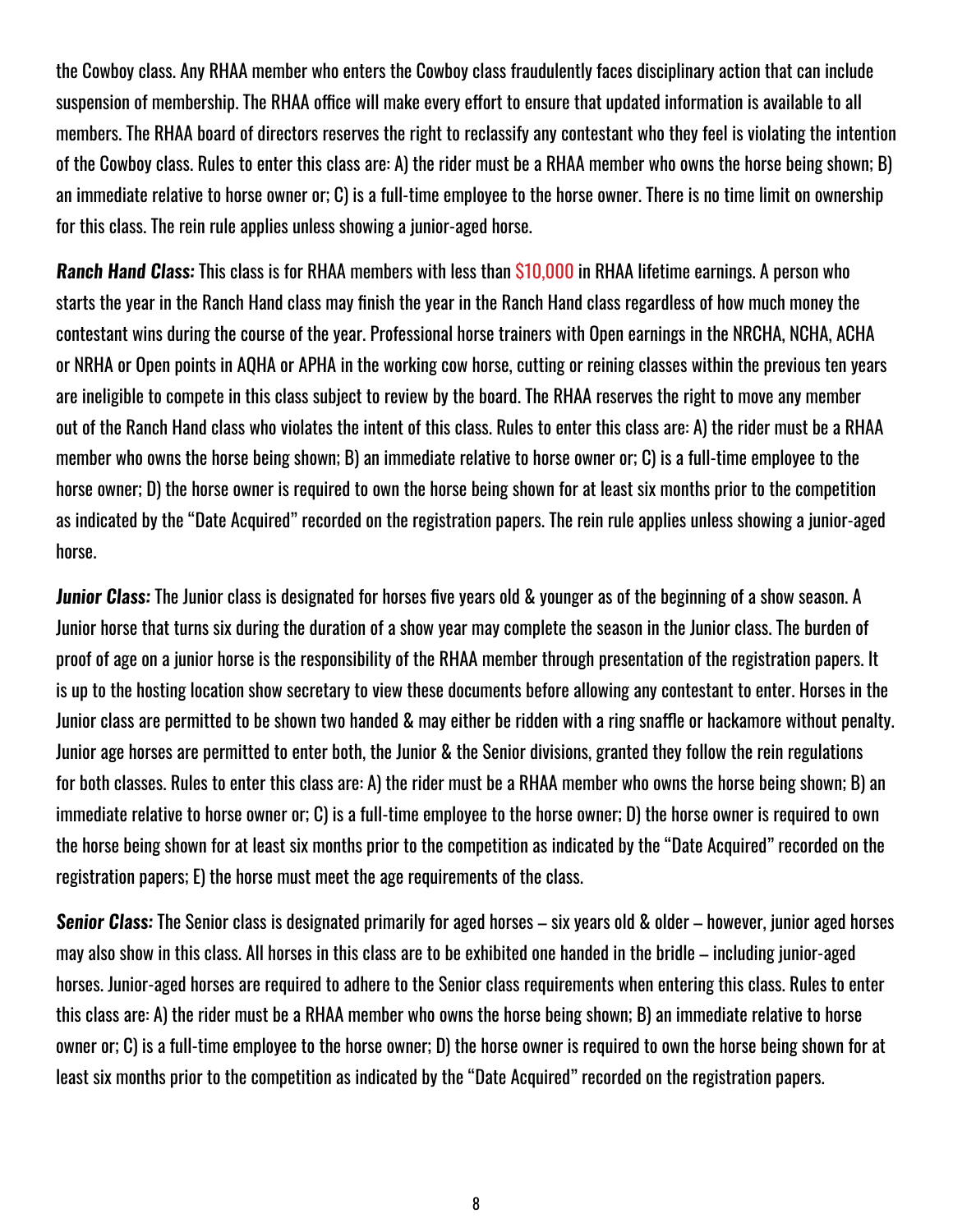the Cowboy class. Any RHAA member who enters the Cowboy class fraudulently faces disciplinary action that can include suspension of membership. The RHAA office will make every effort to ensure that updated information is available to all members. The RHAA board of directors reserves the right to reclassify any contestant who they feel is violating the intention of the Cowboy class. Rules to enter this class are: A) the rider must be a RHAA member who owns the horse being shown; B) an immediate relative to horse owner or; C) is a full-time employee to the horse owner. There is no time limit on ownership for this class. The rein rule applies unless showing a junior-aged horse.

***Ranch Hand Class:*** This class is for RHAA members with less than $10,000 in RHAA lifetime earnings. A person who starts the year in the Ranch Hand class may finish the year in the Ranch Hand class regardless of how much money the contestant wins during the course of the year. Professional horse trainers with Open earnings in the NRCHA, NCHA, ACHA or NRHA or Open points in AQHA or APHA in the working cow horse, cutting or reining classes within the previous ten years are ineligible to compete in this class subject to review by the board. The RHAA reserves the right to move any member out of the Ranch Hand class who violates the intent of this class. Rules to enter this class are: A) the rider must be a RHAA member who owns the horse being shown; B) an immediate relative to horse owner or; C) is a full-time employee to the horse owner; D) the horse owner is required to own the horse being shown for at least six months prior to the competition as indicated by the "Date Acquired" recorded on the registration papers. The rein rule applies unless showing a junior-aged horse.

***Junior Class:*** The Junior class is designated for horses five years old & younger as of the beginning of a show season. A Junior horse that turns six during the duration of a show year may complete the season in the Junior class. The burden of proof of age on a junior horse is the responsibility of the RHAA member through presentation of the registration papers. It is up to the hosting location show secretary to view these documents before allowing any contestant to enter. Horses in the Junior class are permitted to be shown two handed & may either be ridden with a ring snaffle or hackamore without penalty. Junior age horses are permitted to enter both, the Junior & the Senior divisions, granted they follow the rein regulations for both classes. Rules to enter this class are: A) the rider must be a RHAA member who owns the horse being shown; B) an immediate relative to horse owner or; C) is a full-time employee to the horse owner; D) the horse owner is required to own the horse being shown for at least six months prior to the competition as indicated by the "Date Acquired" recorded on the registration papers; E) the horse must meet the age requirements of the class.

***Senior Class:*** The Senior class is designated primarily for aged horses – six years old & older – however, junior aged horses may also show in this class. All horses in this class are to be exhibited one handed in the bridle – including junior-aged horses. Junior-aged horses are required to adhere to the Senior class requirements when entering this class. Rules to enter this class are: A) the rider must be a RHAA member who owns the horse being shown; B) an immediate relative to horse owner or; C) is a full-time employee to the horse owner; D) the horse owner is required to own the horse being shown for at least six months prior to the competition as indicated by the "Date Acquired" recorded on the registration papers.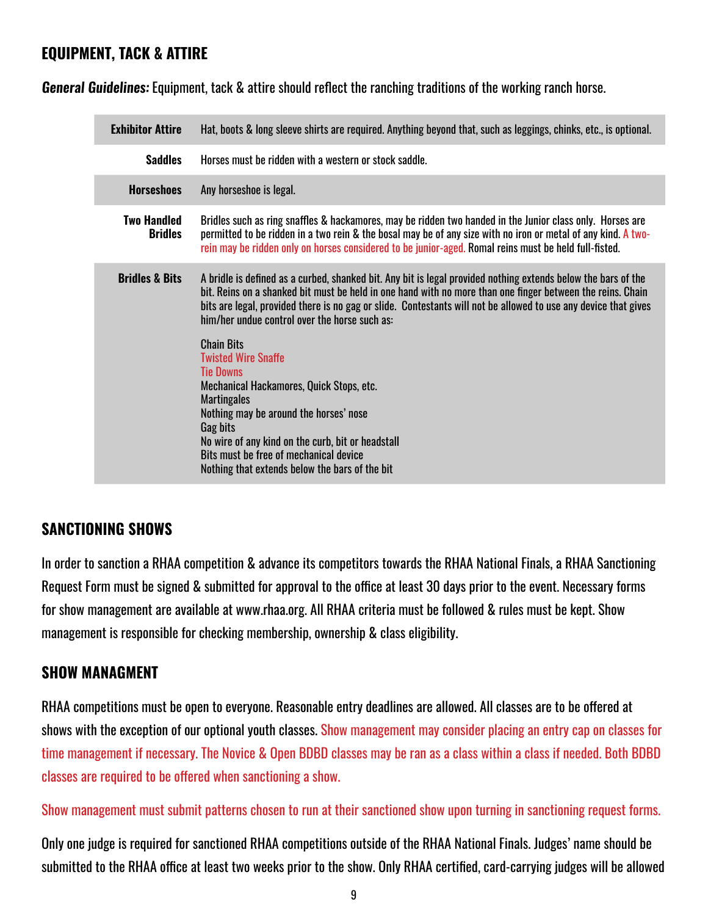## EQUIPMENT, TACK & ATTIRE

***General Guidelines:*** Equipment, tack & attire should reflect the ranching traditions of the working ranch horse.

| | |
|---|---|
| **Exhibitor Attire** | Hat, boots & long sleeve shirts are required. Anything beyond that, such as leggings, chinks, etc., is optional. |
| **Saddles** | Horses must be ridden with a western or stock saddle. |
| **Horseshoes** | Any horseshoe is legal. |
| **Two Handled Bridles** | Bridles such as ring snaffles & hackamores, may be ridden two handed in the Junior class only. Horses are permitted to be ridden in a two rein & the bosal may be of any size with no iron or metal of any kind. A two-rein may be ridden only on horses considered to be junior-aged. Romal reins must be held full-fisted. |
| **Bridles & Bits** | A bridle is defined as a curbed, shanked bit. Any bit is legal provided nothing extends below the bars of the bit. Reins on a shanked bit must be held in one hand with no more than one finger between the reins. Chain bits are legal, provided there is no gag or slide. Contestants will not be allowed to use any device that gives him/her undue control over the horse such as:<br><br>Chain Bits<br>Twisted Wire Snaffe<br>Tie Downs<br>Mechanical Hackamores, Quick Stops, etc.<br>Martingales<br>Nothing may be around the horses' nose<br>Gag bits<br>No wire of any kind on the curb, bit or headstall<br>Bits must be free of mechanical device<br>Nothing that extends below the bars of the bit |

## SANCTIONING SHOWS

In order to sanction a RHAA competition & advance its competitors towards the RHAA National Finals, a RHAA Sanctioning Request Form must be signed & submitted for approval to the office at least 30 days prior to the event. Necessary forms for show management are available at www.rhaa.org. All RHAA criteria must be followed & rules must be kept. Show management is responsible for checking membership, ownership & class eligibility.

## SHOW MANAGMENT

RHAA competitions must be open to everyone. Reasonable entry deadlines are allowed. All classes are to be offered at shows with the exception of our optional youth classes. Show management may consider placing an entry cap on classes for time management if necessary. The Novice & Open BDBD classes may be ran as a class within a class if needed. Both BDBD classes are required to be offered when sanctioning a show.

Show management must submit patterns chosen to run at their sanctioned show upon turning in sanctioning request forms.

Only one judge is required for sanctioned RHAA competitions outside of the RHAA National Finals. Judges' name should be submitted to the RHAA office at least two weeks prior to the show. Only RHAA certified, card-carrying judges will be allowed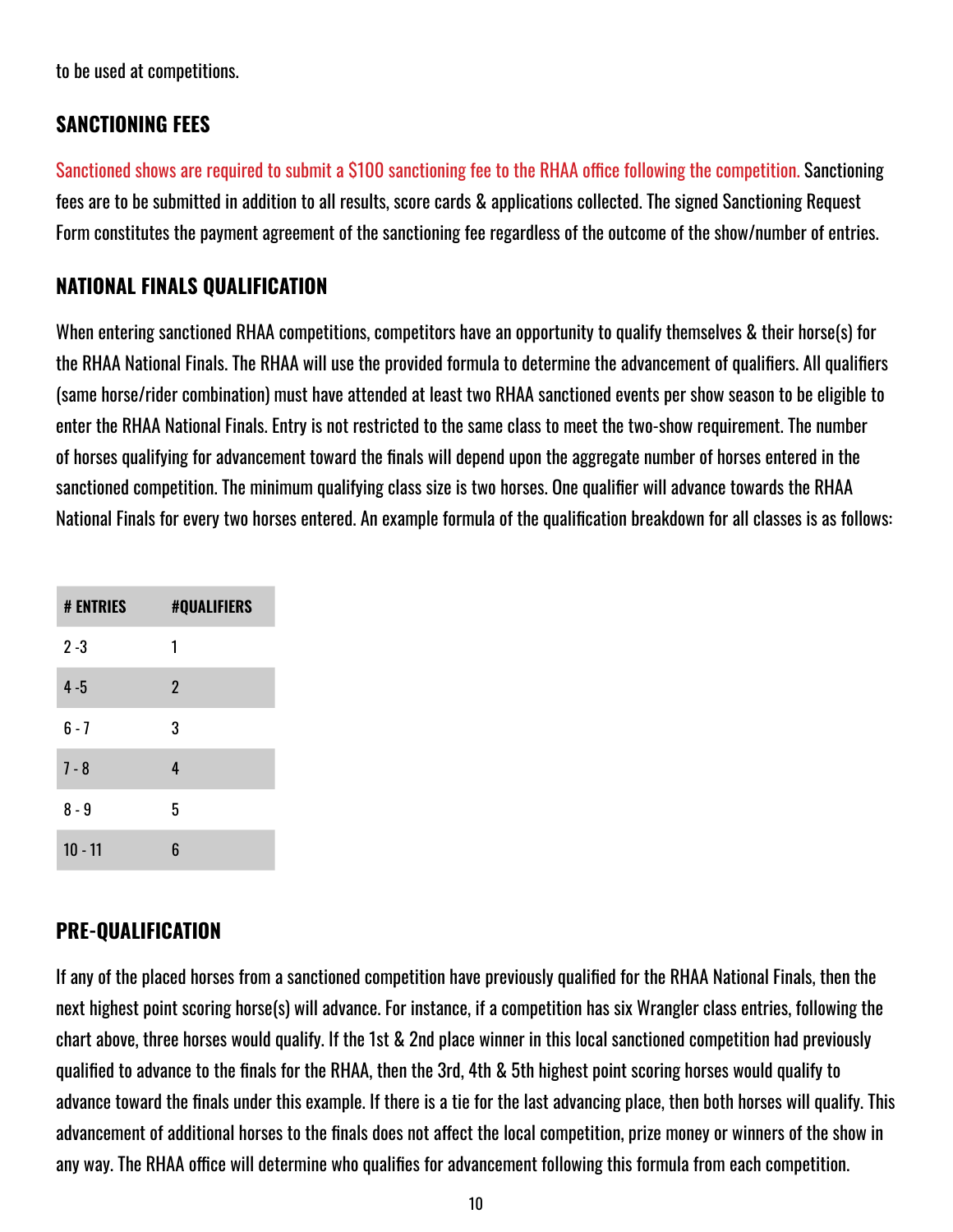to be used at competitions.

## SANCTIONING FEES

Sanctioned shows are required to submit a $100 sanctioning fee to the RHAA office following the competition. Sanctioning fees are to be submitted in addition to all results, score cards & applications collected. The signed Sanctioning Request Form constitutes the payment agreement of the sanctioning fee regardless of the outcome of the show/number of entries.

## NATIONAL FINALS QUALIFICATION

When entering sanctioned RHAA competitions, competitors have an opportunity to qualify themselves & their horse(s) for the RHAA National Finals. The RHAA will use the provided formula to determine the advancement of qualifiers. All qualifiers (same horse/rider combination) must have attended at least two RHAA sanctioned events per show season to be eligible to enter the RHAA National Finals. Entry is not restricted to the same class to meet the two-show requirement. The number of horses qualifying for advancement toward the finals will depend upon the aggregate number of horses entered in the sanctioned competition. The minimum qualifying class size is two horses. One qualifier will advance towards the RHAA National Finals for every two horses entered. An example formula of the qualification breakdown for all classes is as follows:

| # ENTRIES | #QUALIFIERS |
|---|---|
| 2 -3 | 1 |
| 4 -5 | 2 |
| 6 - 7 | 3 |
| 7 - 8 | 4 |
| 8 - 9 | 5 |
| 10 - 11 | 6 |

## PRE-QUALIFICATION

If any of the placed horses from a sanctioned competition have previously qualified for the RHAA National Finals, then the next highest point scoring horse(s) will advance. For instance, if a competition has six Wrangler class entries, following the chart above, three horses would qualify. If the 1st & 2nd place winner in this local sanctioned competition had previously qualified to advance to the finals for the RHAA, then the 3rd, 4th & 5th highest point scoring horses would qualify to advance toward the finals under this example. If there is a tie for the last advancing place, then both horses will qualify. This advancement of additional horses to the finals does not affect the local competition, prize money or winners of the show in any way. The RHAA office will determine who qualifies for advancement following this formula from each competition.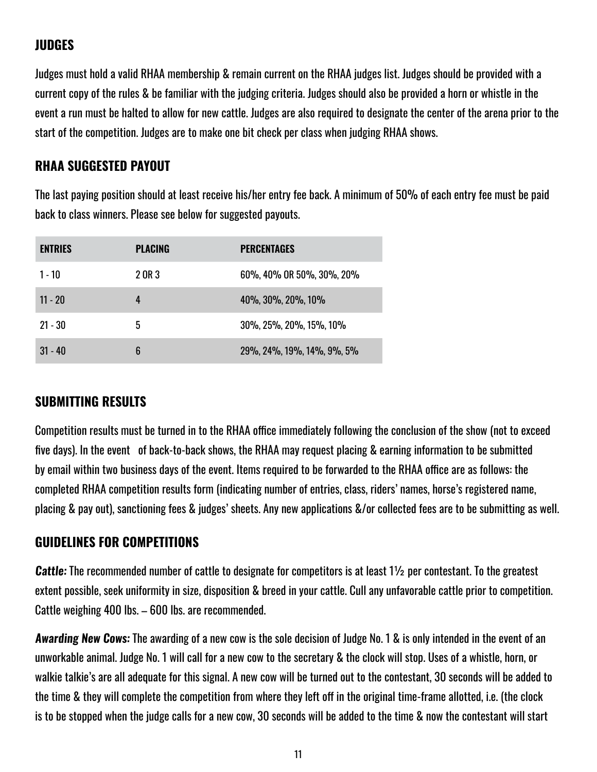## JUDGES

Judges must hold a valid RHAA membership & remain current on the RHAA judges list. Judges should be provided with a current copy of the rules & be familiar with the judging criteria. Judges should also be provided a horn or whistle in the event a run must be halted to allow for new cattle. Judges are also required to designate the center of the arena prior to the start of the competition. Judges are to make one bit check per class when judging RHAA shows.

## RHAA SUGGESTED PAYOUT

The last paying position should at least receive his/her entry fee back. A minimum of 50% of each entry fee must be paid back to class winners. Please see below for suggested payouts.

| ENTRIES | PLACING | PERCENTAGES |
| --- | --- | --- |
| 1 - 10 | 2 OR 3 | 60%, 40% OR 50%, 30%, 20% |
| 11 - 20 | 4 | 40%, 30%, 20%, 10% |
| 21 - 30 | 5 | 30%, 25%, 20%, 15%, 10% |
| 31 - 40 | 6 | 29%, 24%, 19%, 14%, 9%, 5% |

## SUBMITTING RESULTS

Competition results must be turned in to the RHAA office immediately following the conclusion of the show (not to exceed five days). In the event of back-to-back shows, the RHAA may request placing & earning information to be submitted by email within two business days of the event. Items required to be forwarded to the RHAA office are as follows: the completed RHAA competition results form (indicating number of entries, class, riders' names, horse's registered name, placing & pay out), sanctioning fees & judges' sheets. Any new applications &/or collected fees are to be submitting as well.

## GUIDELINES FOR COMPETITIONS

***Cattle:*** The recommended number of cattle to designate for competitors is at least 1½ per contestant. To the greatest extent possible, seek uniformity in size, disposition & breed in your cattle. Cull any unfavorable cattle prior to competition. Cattle weighing 400 lbs. – 600 lbs. are recommended.

***Awarding New Cows:*** The awarding of a new cow is the sole decision of Judge No. 1 & is only intended in the event of an unworkable animal. Judge No. 1 will call for a new cow to the secretary & the clock will stop. Uses of a whistle, horn, or walkie talkie's are all adequate for this signal. A new cow will be turned out to the contestant, 30 seconds will be added to the time & they will complete the competition from where they left off in the original time-frame allotted, i.e. (the clock is to be stopped when the judge calls for a new cow, 30 seconds will be added to the time & now the contestant will start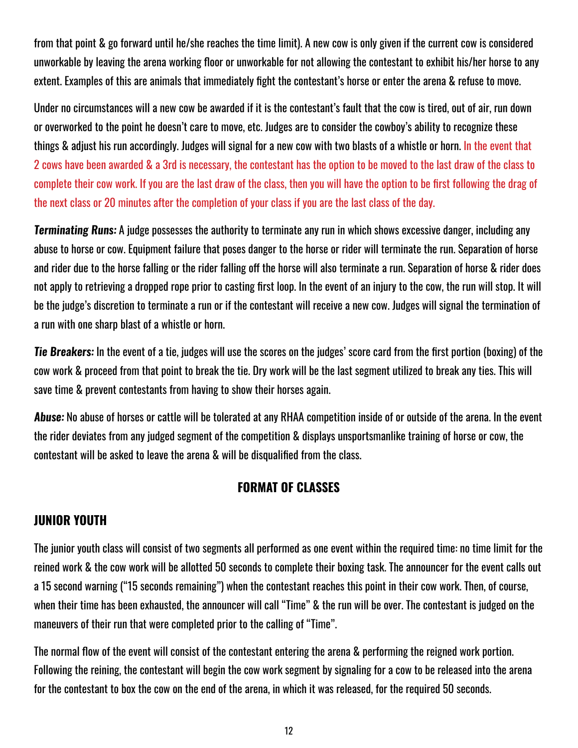from that point & go forward until he/she reaches the time limit). A new cow is only given if the current cow is considered unworkable by leaving the arena working floor or unworkable for not allowing the contestant to exhibit his/her horse to any extent. Examples of this are animals that immediately fight the contestant's horse or enter the arena & refuse to move.

Under no circumstances will a new cow be awarded if it is the contestant's fault that the cow is tired, out of air, run down or overworked to the point he doesn't care to move, etc. Judges are to consider the cowboy's ability to recognize these things & adjust his run accordingly. Judges will signal for a new cow with two blasts of a whistle or horn. In the event that 2 cows have been awarded & a 3rd is necessary, the contestant has the option to be moved to the last draw of the class to complete their cow work. If you are the last draw of the class, then you will have the option to be first following the drag of the next class or 20 minutes after the completion of your class if you are the last class of the day.

***Terminating Runs:*** A judge possesses the authority to terminate any run in which shows excessive danger, including any abuse to horse or cow. Equipment failure that poses danger to the horse or rider will terminate the run. Separation of horse and rider due to the horse falling or the rider falling off the horse will also terminate a run. Separation of horse & rider does not apply to retrieving a dropped rope prior to casting first loop. In the event of an injury to the cow, the run will stop. It will be the judge's discretion to terminate a run or if the contestant will receive a new cow. Judges will signal the termination of a run with one sharp blast of a whistle or horn.

***Tie Breakers:*** In the event of a tie, judges will use the scores on the judges' score card from the first portion (boxing) of the cow work & proceed from that point to break the tie. Dry work will be the last segment utilized to break any ties. This will save time & prevent contestants from having to show their horses again.

***Abuse:*** No abuse of horses or cattle will be tolerated at any RHAA competition inside of or outside of the arena. In the event the rider deviates from any judged segment of the competition & displays unsportsmanlike training of horse or cow, the contestant will be asked to leave the arena & will be disqualified from the class.

## FORMAT OF CLASSES

### JUNIOR YOUTH

The junior youth class will consist of two segments all performed as one event within the required time: no time limit for the reined work & the cow work will be allotted 50 seconds to complete their boxing task. The announcer for the event calls out a 15 second warning ("15 seconds remaining") when the contestant reaches this point in their cow work. Then, of course, when their time has been exhausted, the announcer will call "Time" & the run will be over. The contestant is judged on the maneuvers of their run that were completed prior to the calling of "Time".

The normal flow of the event will consist of the contestant entering the arena & performing the reigned work portion. Following the reining, the contestant will begin the cow work segment by signaling for a cow to be released into the arena for the contestant to box the cow on the end of the arena, in which it was released, for the required 50 seconds.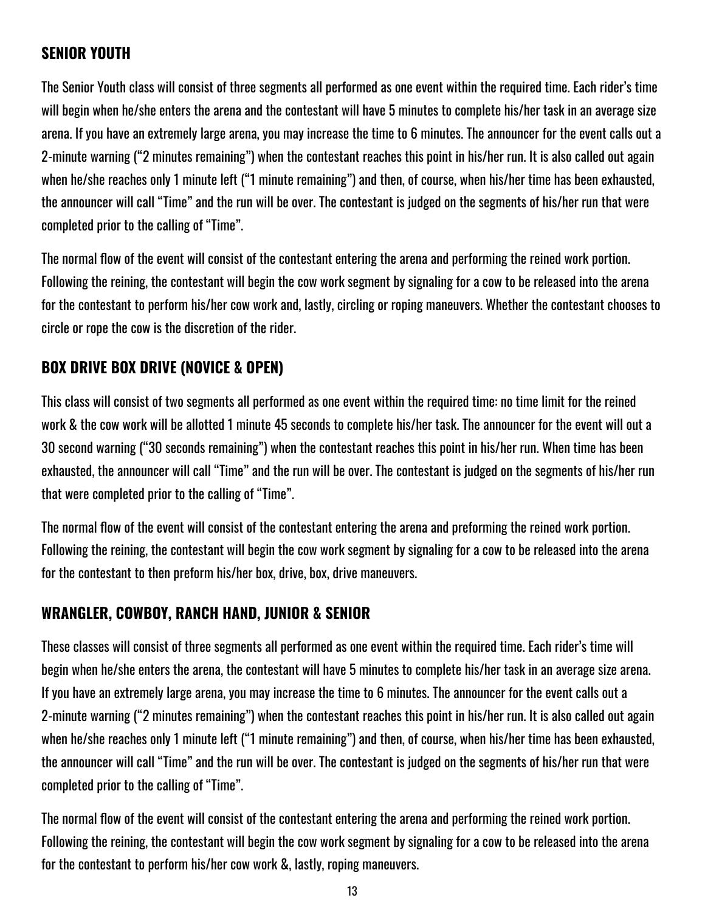## SENIOR YOUTH

The Senior Youth class will consist of three segments all performed as one event within the required time. Each rider's time will begin when he/she enters the arena and the contestant will have 5 minutes to complete his/her task in an average size arena. If you have an extremely large arena, you may increase the time to 6 minutes. The announcer for the event calls out a 2-minute warning ("2 minutes remaining") when the contestant reaches this point in his/her run. It is also called out again when he/she reaches only 1 minute left ("1 minute remaining") and then, of course, when his/her time has been exhausted, the announcer will call "Time" and the run will be over. The contestant is judged on the segments of his/her run that were completed prior to the calling of "Time".

The normal flow of the event will consist of the contestant entering the arena and performing the reined work portion. Following the reining, the contestant will begin the cow work segment by signaling for a cow to be released into the arena for the contestant to perform his/her cow work and, lastly, circling or roping maneuvers. Whether the contestant chooses to circle or rope the cow is the discretion of the rider.

## BOX DRIVE BOX DRIVE (NOVICE & OPEN)

This class will consist of two segments all performed as one event within the required time: no time limit for the reined work & the cow work will be allotted 1 minute 45 seconds to complete his/her task. The announcer for the event will out a 30 second warning ("30 seconds remaining") when the contestant reaches this point in his/her run. When time has been exhausted, the announcer will call "Time" and the run will be over. The contestant is judged on the segments of his/her run that were completed prior to the calling of "Time".

The normal flow of the event will consist of the contestant entering the arena and preforming the reined work portion. Following the reining, the contestant will begin the cow work segment by signaling for a cow to be released into the arena for the contestant to then preform his/her box, drive, box, drive maneuvers.

## WRANGLER, COWBOY, RANCH HAND, JUNIOR & SENIOR

These classes will consist of three segments all performed as one event within the required time. Each rider's time will begin when he/she enters the arena, the contestant will have 5 minutes to complete his/her task in an average size arena. If you have an extremely large arena, you may increase the time to 6 minutes. The announcer for the event calls out a 2-minute warning ("2 minutes remaining") when the contestant reaches this point in his/her run. It is also called out again when he/she reaches only 1 minute left ("1 minute remaining") and then, of course, when his/her time has been exhausted, the announcer will call "Time" and the run will be over. The contestant is judged on the segments of his/her run that were completed prior to the calling of "Time".

The normal flow of the event will consist of the contestant entering the arena and performing the reined work portion. Following the reining, the contestant will begin the cow work segment by signaling for a cow to be released into the arena for the contestant to perform his/her cow work &, lastly, roping maneuvers.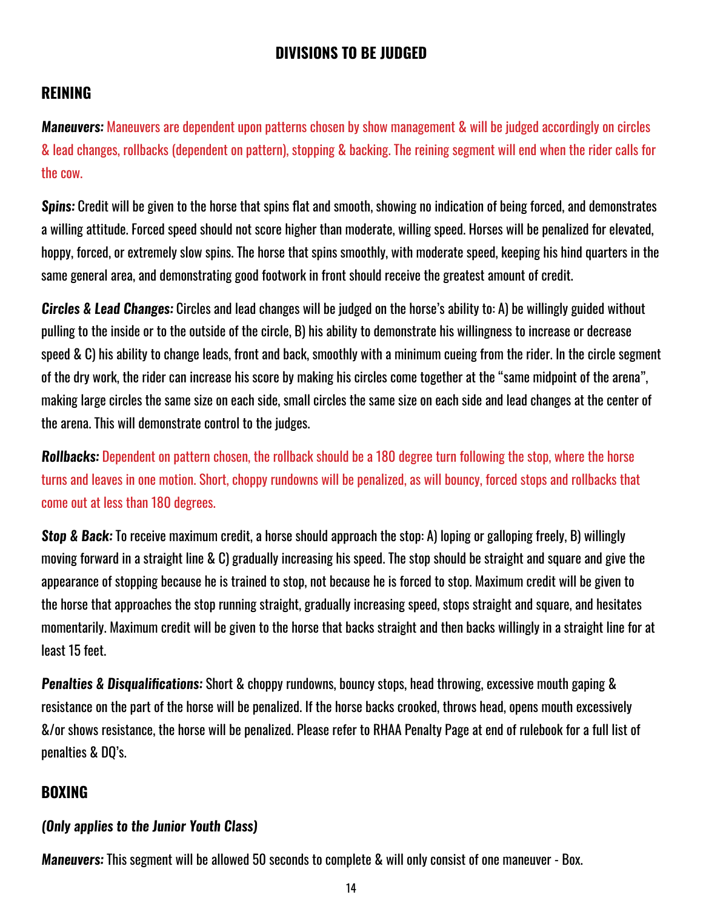## DIVISIONS TO BE JUDGED

## REINING

***Maneuvers:*** Maneuvers are dependent upon patterns chosen by show management & will be judged accordingly on circles & lead changes, rollbacks (dependent on pattern), stopping & backing. The reining segment will end when the rider calls for the cow.

***Spins:*** Credit will be given to the horse that spins flat and smooth, showing no indication of being forced, and demonstrates a willing attitude. Forced speed should not score higher than moderate, willing speed. Horses will be penalized for elevated, hoppy, forced, or extremely slow spins. The horse that spins smoothly, with moderate speed, keeping his hind quarters in the same general area, and demonstrating good footwork in front should receive the greatest amount of credit.

***Circles & Lead Changes:*** Circles and lead changes will be judged on the horse's ability to: A) be willingly guided without pulling to the inside or to the outside of the circle, B) his ability to demonstrate his willingness to increase or decrease speed & C) his ability to change leads, front and back, smoothly with a minimum cueing from the rider. In the circle segment of the dry work, the rider can increase his score by making his circles come together at the "same midpoint of the arena", making large circles the same size on each side, small circles the same size on each side and lead changes at the center of the arena. This will demonstrate control to the judges.

***Rollbacks:*** Dependent on pattern chosen, the rollback should be a 180 degree turn following the stop, where the horse turns and leaves in one motion. Short, choppy rundowns will be penalized, as will bouncy, forced stops and rollbacks that come out at less than 180 degrees.

***Stop & Back:*** To receive maximum credit, a horse should approach the stop: A) loping or galloping freely, B) willingly moving forward in a straight line & C) gradually increasing his speed. The stop should be straight and square and give the appearance of stopping because he is trained to stop, not because he is forced to stop. Maximum credit will be given to the horse that approaches the stop running straight, gradually increasing speed, stops straight and square, and hesitates momentarily. Maximum credit will be given to the horse that backs straight and then backs willingly in a straight line for at least 15 feet.

***Penalties & Disqualifications:*** Short & choppy rundowns, bouncy stops, head throwing, excessive mouth gaping & resistance on the part of the horse will be penalized. If the horse backs crooked, throws head, opens mouth excessively &/or shows resistance, the horse will be penalized. Please refer to RHAA Penalty Page at end of rulebook for a full list of penalties & DQ's.

## BOXING

***(Only applies to the Junior Youth Class)***

***Maneuvers:*** This segment will be allowed 50 seconds to complete & will only consist of one maneuver - Box.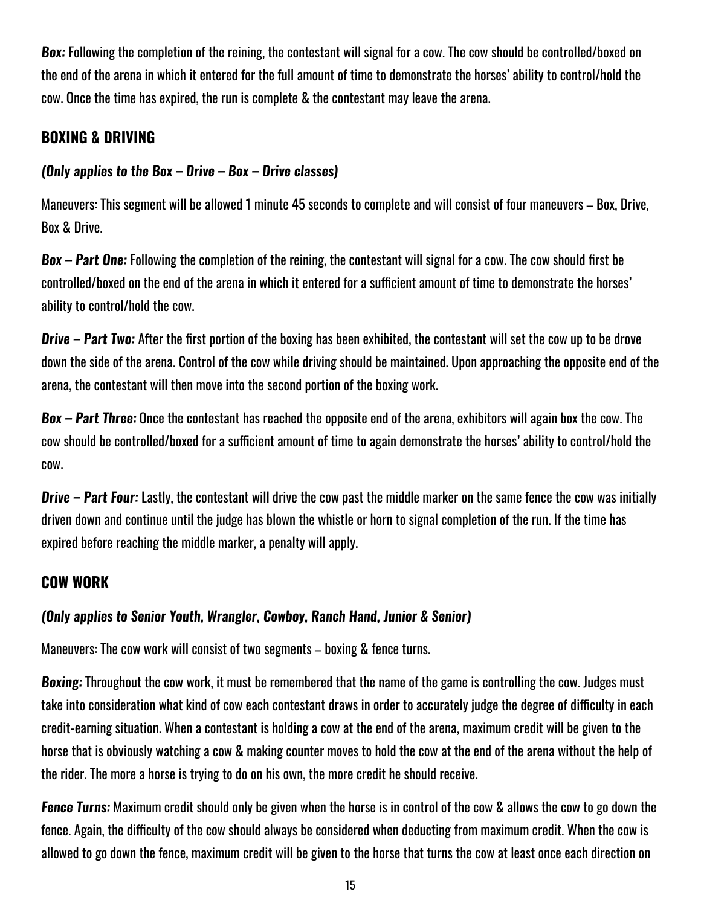***Box:*** Following the completion of the reining, the contestant will signal for a cow. The cow should be controlled/boxed on the end of the arena in which it entered for the full amount of time to demonstrate the horses' ability to control/hold the cow. Once the time has expired, the run is complete & the contestant may leave the arena.

## BOXING & DRIVING

***(Only applies to the Box – Drive – Box – Drive classes)***

Maneuvers: This segment will be allowed 1 minute 45 seconds to complete and will consist of four maneuvers – Box, Drive, Box & Drive.

***Box – Part One:*** Following the completion of the reining, the contestant will signal for a cow. The cow should first be controlled/boxed on the end of the arena in which it entered for a sufficient amount of time to demonstrate the horses' ability to control/hold the cow.

***Drive – Part Two:*** After the first portion of the boxing has been exhibited, the contestant will set the cow up to be drove down the side of the arena. Control of the cow while driving should be maintained. Upon approaching the opposite end of the arena, the contestant will then move into the second portion of the boxing work.

***Box – Part Three:*** Once the contestant has reached the opposite end of the arena, exhibitors will again box the cow. The cow should be controlled/boxed for a sufficient amount of time to again demonstrate the horses' ability to control/hold the cow.

***Drive – Part Four:*** Lastly, the contestant will drive the cow past the middle marker on the same fence the cow was initially driven down and continue until the judge has blown the whistle or horn to signal completion of the run. If the time has expired before reaching the middle marker, a penalty will apply.

## COW WORK

***(Only applies to Senior Youth, Wrangler, Cowboy, Ranch Hand, Junior & Senior)***

Maneuvers: The cow work will consist of two segments – boxing & fence turns.

***Boxing:*** Throughout the cow work, it must be remembered that the name of the game is controlling the cow. Judges must take into consideration what kind of cow each contestant draws in order to accurately judge the degree of difficulty in each credit-earning situation. When a contestant is holding a cow at the end of the arena, maximum credit will be given to the horse that is obviously watching a cow & making counter moves to hold the cow at the end of the arena without the help of the rider. The more a horse is trying to do on his own, the more credit he should receive.

***Fence Turns:*** Maximum credit should only be given when the horse is in control of the cow & allows the cow to go down the fence. Again, the difficulty of the cow should always be considered when deducting from maximum credit. When the cow is allowed to go down the fence, maximum credit will be given to the horse that turns the cow at least once each direction on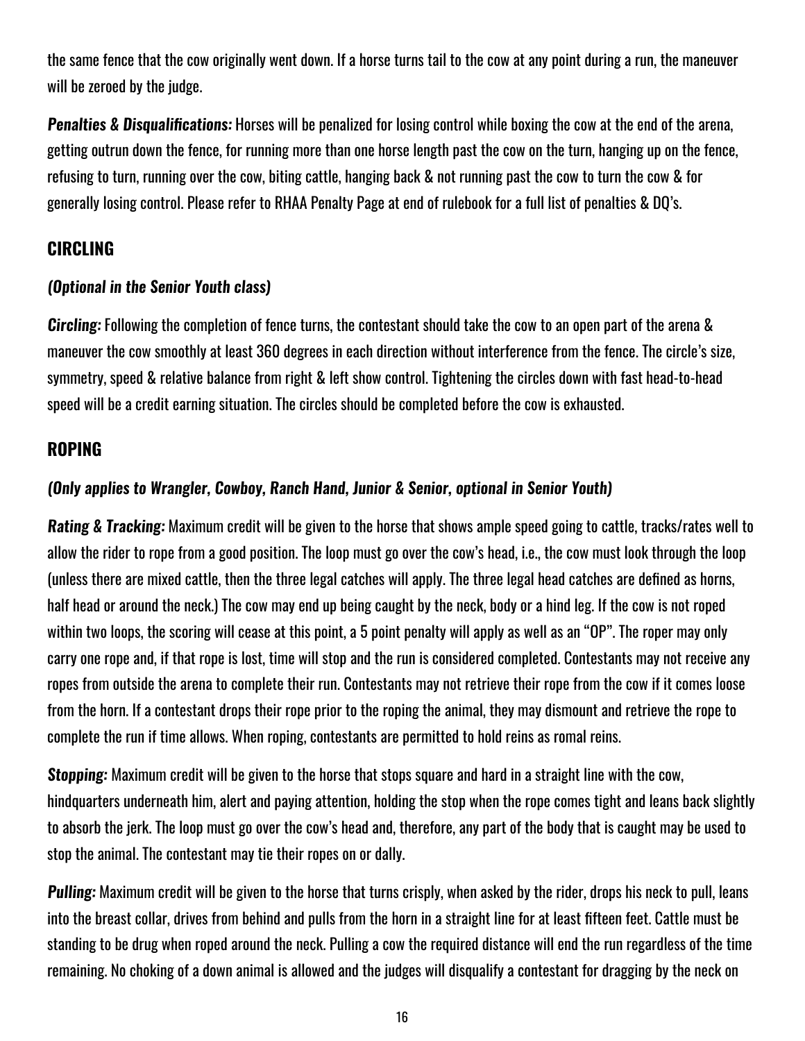the same fence that the cow originally went down. If a horse turns tail to the cow at any point during a run, the maneuver will be zeroed by the judge.

***Penalties & Disqualifications:*** Horses will be penalized for losing control while boxing the cow at the end of the arena, getting outrun down the fence, for running more than one horse length past the cow on the turn, hanging up on the fence, refusing to turn, running over the cow, biting cattle, hanging back & not running past the cow to turn the cow & for generally losing control. Please refer to RHAA Penalty Page at end of rulebook for a full list of penalties & DQ's.

## CIRCLING

***(Optional in the Senior Youth class)***

***Circling:*** Following the completion of fence turns, the contestant should take the cow to an open part of the arena & maneuver the cow smoothly at least 360 degrees in each direction without interference from the fence. The circle's size, symmetry, speed & relative balance from right & left show control. Tightening the circles down with fast head-to-head speed will be a credit earning situation. The circles should be completed before the cow is exhausted.

## ROPING

***(Only applies to Wrangler, Cowboy, Ranch Hand, Junior & Senior, optional in Senior Youth)***

***Rating & Tracking:*** Maximum credit will be given to the horse that shows ample speed going to cattle, tracks/rates well to allow the rider to rope from a good position. The loop must go over the cow's head, i.e., the cow must look through the loop (unless there are mixed cattle, then the three legal catches will apply. The three legal head catches are defined as horns, half head or around the neck.) The cow may end up being caught by the neck, body or a hind leg. If the cow is not roped within two loops, the scoring will cease at this point, a 5 point penalty will apply as well as an "OP". The roper may only carry one rope and, if that rope is lost, time will stop and the run is considered completed. Contestants may not receive any ropes from outside the arena to complete their run. Contestants may not retrieve their rope from the cow if it comes loose from the horn. If a contestant drops their rope prior to the roping the animal, they may dismount and retrieve the rope to complete the run if time allows. When roping, contestants are permitted to hold reins as romal reins.

***Stopping:*** Maximum credit will be given to the horse that stops square and hard in a straight line with the cow, hindquarters underneath him, alert and paying attention, holding the stop when the rope comes tight and leans back slightly to absorb the jerk. The loop must go over the cow's head and, therefore, any part of the body that is caught may be used to stop the animal. The contestant may tie their ropes on or dally.

***Pulling:*** Maximum credit will be given to the horse that turns crisply, when asked by the rider, drops his neck to pull, leans into the breast collar, drives from behind and pulls from the horn in a straight line for at least fifteen feet. Cattle must be standing to be drug when roped around the neck. Pulling a cow the required distance will end the run regardless of the time remaining. No choking of a down animal is allowed and the judges will disqualify a contestant for dragging by the neck on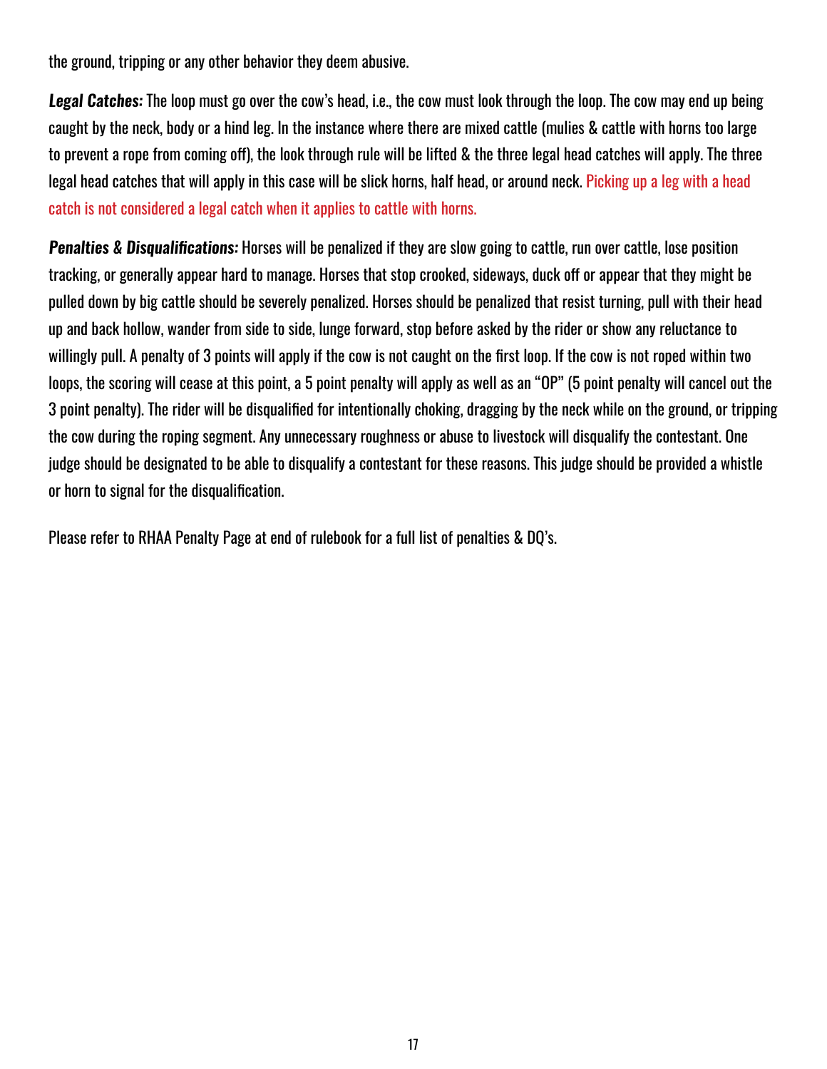the ground, tripping or any other behavior they deem abusive.

***Legal Catches:*** The loop must go over the cow's head, i.e., the cow must look through the loop. The cow may end up being caught by the neck, body or a hind leg. In the instance where there are mixed cattle (mulies & cattle with horns too large to prevent a rope from coming off), the look through rule will be lifted & the three legal head catches will apply. The three legal head catches that will apply in this case will be slick horns, half head, or around neck. Picking up a leg with a head catch is not considered a legal catch when it applies to cattle with horns.

***Penalties & Disqualifications:*** Horses will be penalized if they are slow going to cattle, run over cattle, lose position tracking, or generally appear hard to manage. Horses that stop crooked, sideways, duck off or appear that they might be pulled down by big cattle should be severely penalized. Horses should be penalized that resist turning, pull with their head up and back hollow, wander from side to side, lunge forward, stop before asked by the rider or show any reluctance to willingly pull. A penalty of 3 points will apply if the cow is not caught on the first loop. If the cow is not roped within two loops, the scoring will cease at this point, a 5 point penalty will apply as well as an "OP" (5 point penalty will cancel out the 3 point penalty). The rider will be disqualified for intentionally choking, dragging by the neck while on the ground, or tripping the cow during the roping segment. Any unnecessary roughness or abuse to livestock will disqualify the contestant. One judge should be designated to be able to disqualify a contestant for these reasons. This judge should be provided a whistle or horn to signal for the disqualification.

Please refer to RHAA Penalty Page at end of rulebook for a full list of penalties & DQ's.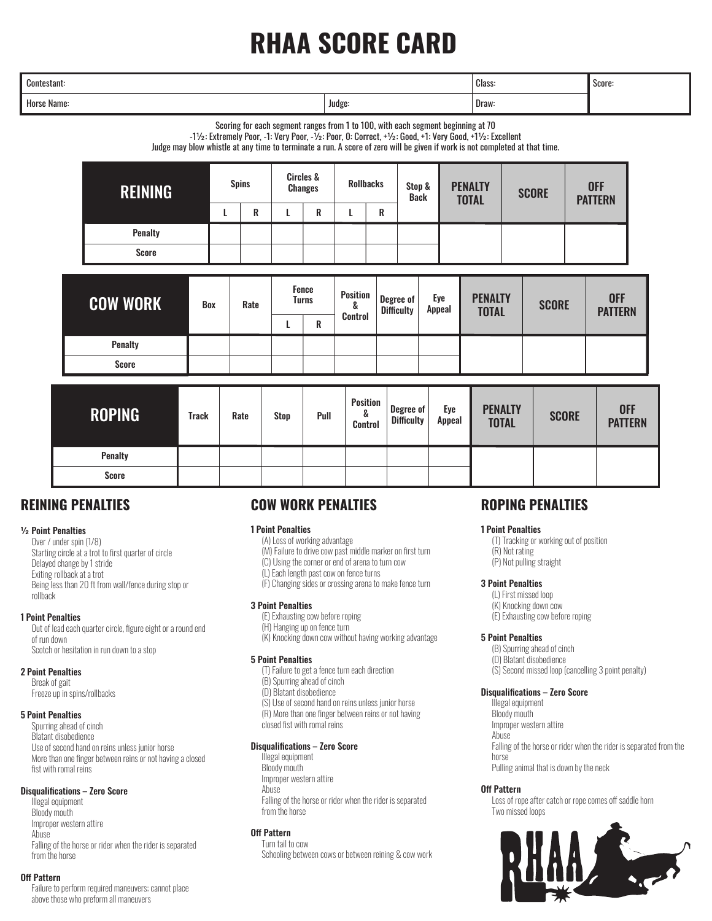# RHAA SCORE CARD

| Contestant: | | Class: | Score: |
|---|---|---|---|
| Horse Name: | Judge: | Draw: | |

Scoring for each segment ranges from 1 to 100, with each segment beginning at 70
-1½: Extremely Poor, -1: Very Poor, -½: Poor, 0: Correct, +½: Good, +1: Very Good, +1½: Excellent
Judge may blow whistle at any time to terminate a run. A score of zero will be given if work is not completed at that time.

| REINING | Spins | | Circles & Changes | | Rollbacks | | Stop & Back | PENALTY TOTAL | SCORE | OFF PATTERN |
|---|---|---|---|---|---|---|---|---|---|---|
| | L | R | L | R | L | R | | | | |
| Penalty | | | | | | | | | | |
| Score | | | | | | | | | | |

| COW WORK | Box | Rate | Fence Turns | | Position & Control | Degree of Difficulty | Eye Appeal | PENALTY TOTAL | SCORE | OFF PATTERN |
|---|---|---|---|---|---|---|---|---|---|---|
| | | | L | R | | | | | | |
| Penalty | | | | | | | | | | |
| Score | | | | | | | | | | |

| ROPING | Track | Rate | Stop | Pull | Position & Control | Degree of Difficulty | Eye Appeal | PENALTY TOTAL | SCORE | OFF PATTERN |
|---|---|---|---|---|---|---|---|---|---|---|
| Penalty | | | | | | | | | | |
| Score | | | | | | | | | | |

## REINING PENALTIES

**½ Point Penalties**

- Over / under spin (1/8)
- Starting circle at a trot to first quarter of circle
- Delayed change by 1 stride
- Exiting rollback at a trot
- Being less than 20 ft from wall/fence during stop or rollback

**1 Point Penalties**

- Out of lead each quarter circle, figure eight or a round end of run down
- Scotch or hesitation in run down to a stop

**2 Point Penalties**

- Break of gait
- Freeze up in spins/rollbacks

**5 Point Penalties**

- Spurring ahead of cinch
- Blatant disobedience
- Use of second hand on reins unless junior horse
- More than one finger between reins or not having a closed fist with romal reins

**Disqualifications – Zero Score**

- Illegal equipment
- Bloody mouth
- Improper western attire
- Abuse
- Falling of the horse or rider when the rider is separated from the horse

**Off Pattern**

- Failure to perform required maneuvers; cannot place above those who preform all maneuvers

## COW WORK PENALTIES

**1 Point Penalties**

- (A) Loss of working advantage
- (M) Failure to drive cow past middle marker on first turn
- (C) Using the corner or end of arena to turn cow
- (L) Each length past cow on fence turns
- (F) Changing sides or crossing arena to make fence turn

**3 Point Penalties**

- (E) Exhausting cow before roping
- (H) Hanging up on fence turn
- (K) Knocking down cow without having working advantage

**5 Point Penalties**

- (T) Failure to get a fence turn each direction
- (B) Spurring ahead of cinch
- (D) Blatant disobedience
- (S) Use of second hand on reins unless junior horse
- (R) More than one finger between reins or not having closed fist with romal reins

**Disqualifications – Zero Score**

- Illegal equipment
- Bloody mouth
- Improper western attire
- Abuse
- Falling of the horse or rider when the rider is separated from the horse

**Off Pattern**

- Turn tail to cow
- Schooling between cows or between reining & cow work

## ROPING PENALTIES

**1 Point Penalties**

- (T) Tracking or working out of position
- (R) Not rating
- (P) Not pulling straight

**3 Point Penalties**

- (L) First missed loop
- (K) Knocking down cow
- (E) Exhausting cow before roping

**5 Point Penalties**

- (B) Spurring ahead of cinch
- (D) Blatant disobedience
- (S) Second missed loop (cancelling 3 point penalty)

**Disqualifications – Zero Score**

- Illegal equipment
- Bloody mouth
- Improper western attire
- Abuse
- Falling of the horse or rider when the rider is separated from the horse
- Pulling animal that is down by the neck

**Off Pattern**

- Loss of rope after catch or rope comes off saddle horn
- Two missed loops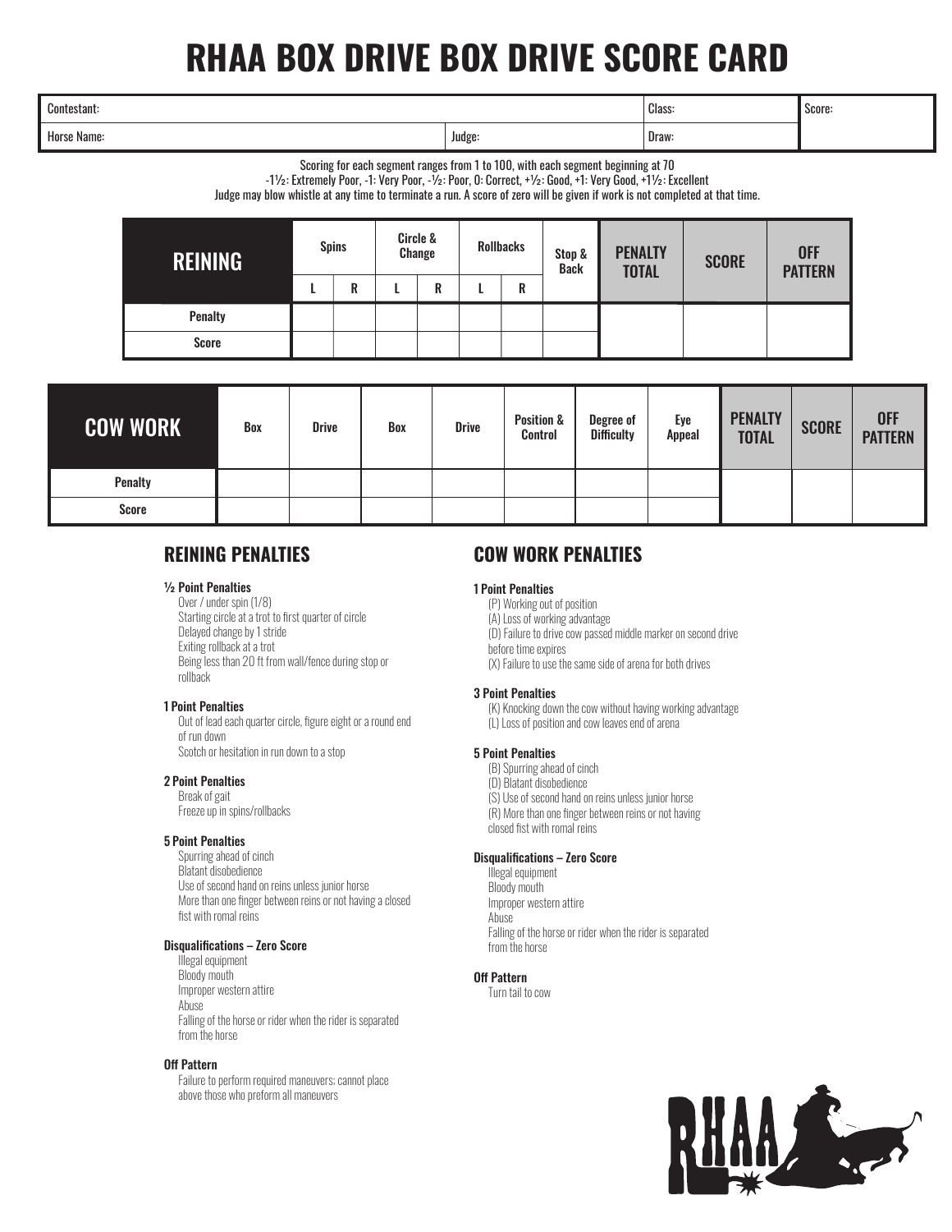# RHAA BOX DRIVE BOX DRIVE SCORE CARD

| Contestant: | | Class: | Score: |
|---|---|---|---|
| Horse Name: | Judge: | Draw: | |

Scoring for each segment ranges from 1 to 100, with each segment beginning at 70

-1½: Extremely Poor, -1: Very Poor, -½: Poor, 0: Correct, +½: Good, +1: Very Good, +1½: Excellent

Judge may blow whistle at any time to terminate a run. A score of zero will be given if work is not completed at that time.

| REINING | Spins | | Circle & Change | | Rollbacks | | Stop & Back | PENALTY TOTAL | SCORE | OFF PATTERN |
|---|---|---|---|---|---|---|---|---|---|---|
| | L | R | L | R | L | R | | | | |
| Penalty | | | | | | | | | | |
| Score | | | | | | | | | | |

| COW WORK | Box | Drive | Box | Drive | Position & Control | Degree of Difficulty | Eye Appeal | PENALTY TOTAL | SCORE | OFF PATTERN |
|---|---|---|---|---|---|---|---|---|---|---|
| Penalty | | | | | | | | | | |
| Score | | | | | | | | | | |

## REINING PENALTIES

**½ Point Penalties**

- Over / under spin (1/8)
- Starting circle at a trot to first quarter of circle
- Delayed change by 1 stride
- Exiting rollback at a trot
- Being less than 20 ft from wall/fence during stop or rollback

**1 Point Penalties**

- Out of lead each quarter circle, figure eight or a round end of run down
- Scotch or hesitation in run down to a stop

**2 Point Penalties**

- Break of gait
- Freeze up in spins/rollbacks

**5 Point Penalties**

- Spurring ahead of cinch
- Blatant disobedience
- Use of second hand on reins unless junior horse
- More than one finger between reins or not having a closed fist with romal reins

**Disqualifications – Zero Score**

- Illegal equipment
- Bloody mouth
- Improper western attire
- Abuse
- Falling of the horse or rider when the rider is separated from the horse

**Off Pattern**

- Failure to perform required maneuvers; cannot place above those who preform all maneuvers

## COW WORK PENALTIES

**1 Point Penalties**

- (P) Working out of position
- (A) Loss of working advantage
- (D) Failure to drive cow passed middle marker on second drive before time expires
- (X) Failure to use the same side of arena for both drives

**3 Point Penalties**

- (K) Knocking down the cow without having working advantage
- (L) Loss of position and cow leaves end of arena

**5 Point Penalties**

- (B) Spurring ahead of cinch
- (D) Blatant disobedience
- (S) Use of second hand on reins unless junior horse
- (R) More than one finger between reins or not having closed fist with romal reins

**Disqualifications – Zero Score**

- Illegal equipment
- Bloody mouth
- Improper western attire
- Abuse
- Falling of the horse or rider when the rider is separated from the horse

**Off Pattern**

- Turn tail to cow

RHAA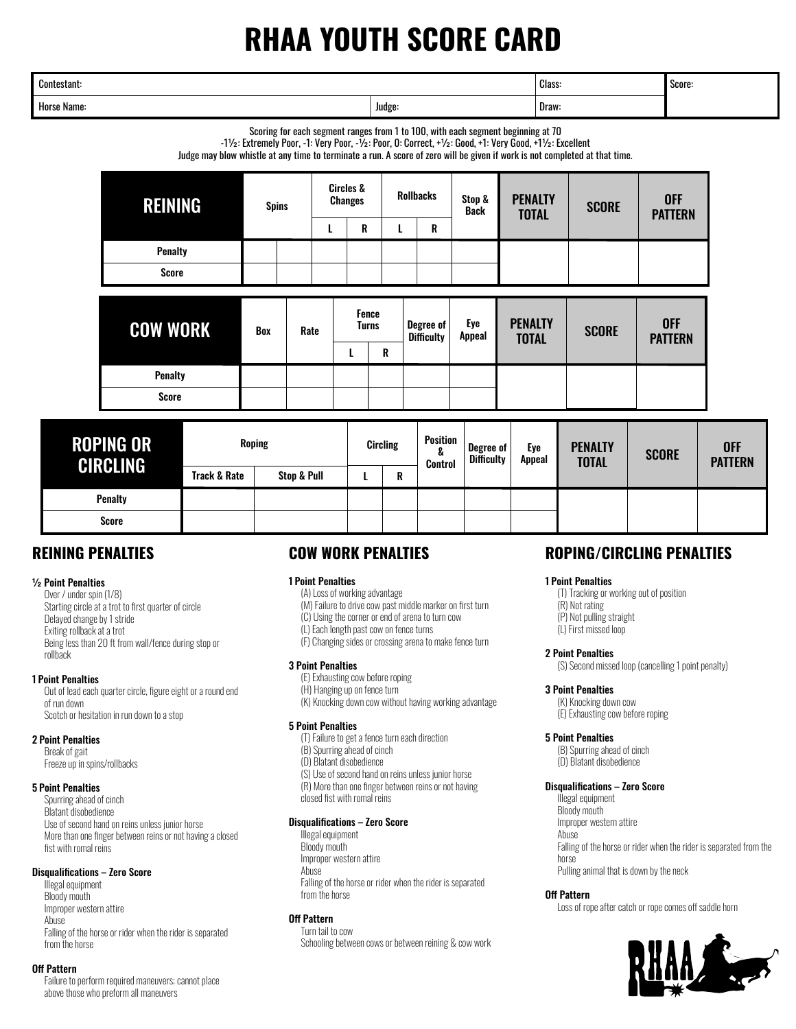# RHAA YOUTH SCORE CARD

| Contestant: | | Class: | Score: |
|---|---|---|---|
| Horse Name: | Judge: | Draw: | |

Scoring for each segment ranges from 1 to 100, with each segment beginning at 70
-1½: Extremely Poor, -1: Very Poor, -½: Poor, 0: Correct, +½: Good, +1: Very Good, +1½: Excellent
Judge may blow whistle at any time to terminate a run. A score of zero will be given if work is not completed at that time.

| REINING | Spins | | Circles & Changes | | Rollbacks | | Stop & Back | PENALTY TOTAL | SCORE | OFF PATTERN |
|---|---|---|---|---|---|---|---|---|---|---|
| | | | L | R | L | R | | | | |
| Penalty | | | | | | | | | | |
| Score | | | | | | | | | | |

| COW WORK | Box | Rate | Fence Turns | | Degree of Difficulty | Eye Appeal | PENALTY TOTAL | SCORE | OFF PATTERN |
|---|---|---|---|---|---|---|---|---|---|
| | | | L | R | | | | | |
| Penalty | | | | | | | | | |
| Score | | | | | | | | | |

| ROPING OR CIRCLING | Roping | | Circling | | Position & Control | Degree of Difficulty | Eye Appeal | PENALTY TOTAL | SCORE | OFF PATTERN |
|---|---|---|---|---|---|---|---|---|---|---|
| | Track & Rate | Stop & Pull | L | R | | | | | | |
| Penalty | | | | | | | | | | |
| Score | | | | | | | | | | |

## REINING PENALTIES

**½ Point Penalties**
- Over / under spin (1/8)
- Starting circle at a trot to first quarter of circle
- Delayed change by 1 stride
- Exiting rollback at a trot
- Being less than 20 ft from wall/fence during stop or rollback

**1 Point Penalties**
- Out of lead each quarter circle, figure eight or a round end of run down
- Scotch or hesitation in run down to a stop

**2 Point Penalties**
- Break of gait
- Freeze up in spins/rollbacks

**5 Point Penalties**
- Spurring ahead of cinch
- Blatant disobedience
- Use of second hand on reins unless junior horse
- More than one finger between reins or not having a closed fist with romal reins

**Disqualifications – Zero Score**
- Illegal equipment
- Bloody mouth
- Improper western attire
- Abuse
- Falling of the horse or rider when the rider is separated from the horse

**Off Pattern**
- Failure to perform required maneuvers; cannot place above those who preform all maneuvers

## COW WORK PENALTIES

**1 Point Penalties**
- (A) Loss of working advantage
- (M) Failure to drive cow past middle marker on first turn
- (C) Using the corner or end of arena to turn cow
- (L) Each length past cow on fence turns
- (F) Changing sides or crossing arena to make fence turn

**3 Point Penalties**
- (E) Exhausting cow before roping
- (H) Hanging up on fence turn
- (K) Knocking down cow without having working advantage

**5 Point Penalties**
- (T) Failure to get a fence turn each direction
- (B) Spurring ahead of cinch
- (D) Blatant disobedience
- (S) Use of second hand on reins unless junior horse
- (R) More than one finger between reins or not having closed fist with romal reins

**Disqualifications – Zero Score**
- Illegal equipment
- Bloody mouth
- Improper western attire
- Abuse
- Falling of the horse or rider when the rider is separated from the horse

**Off Pattern**
- Turn tail to cow
- Schooling between cows or between reining & cow work

## ROPING/CIRCLING PENALTIES

**1 Point Penalties**
- (T) Tracking or working out of position
- (R) Not rating
- (P) Not pulling straight
- (L) First missed loop

**2 Point Penalties**
- (S) Second missed loop (cancelling 1 point penalty)

**3 Point Penalties**
- (K) Knocking down cow
- (E) Exhausting cow before roping

**5 Point Penalties**
- (B) Spurring ahead of cinch
- (D) Blatant disobedience

**Disqualifications – Zero Score**
- Illegal equipment
- Bloody mouth
- Improper western attire
- Abuse
- Falling of the horse or rider when the rider is separated from the horse
- Pulling animal that is down by the neck

**Off Pattern**
- Loss of rope after catch or rope comes off saddle horn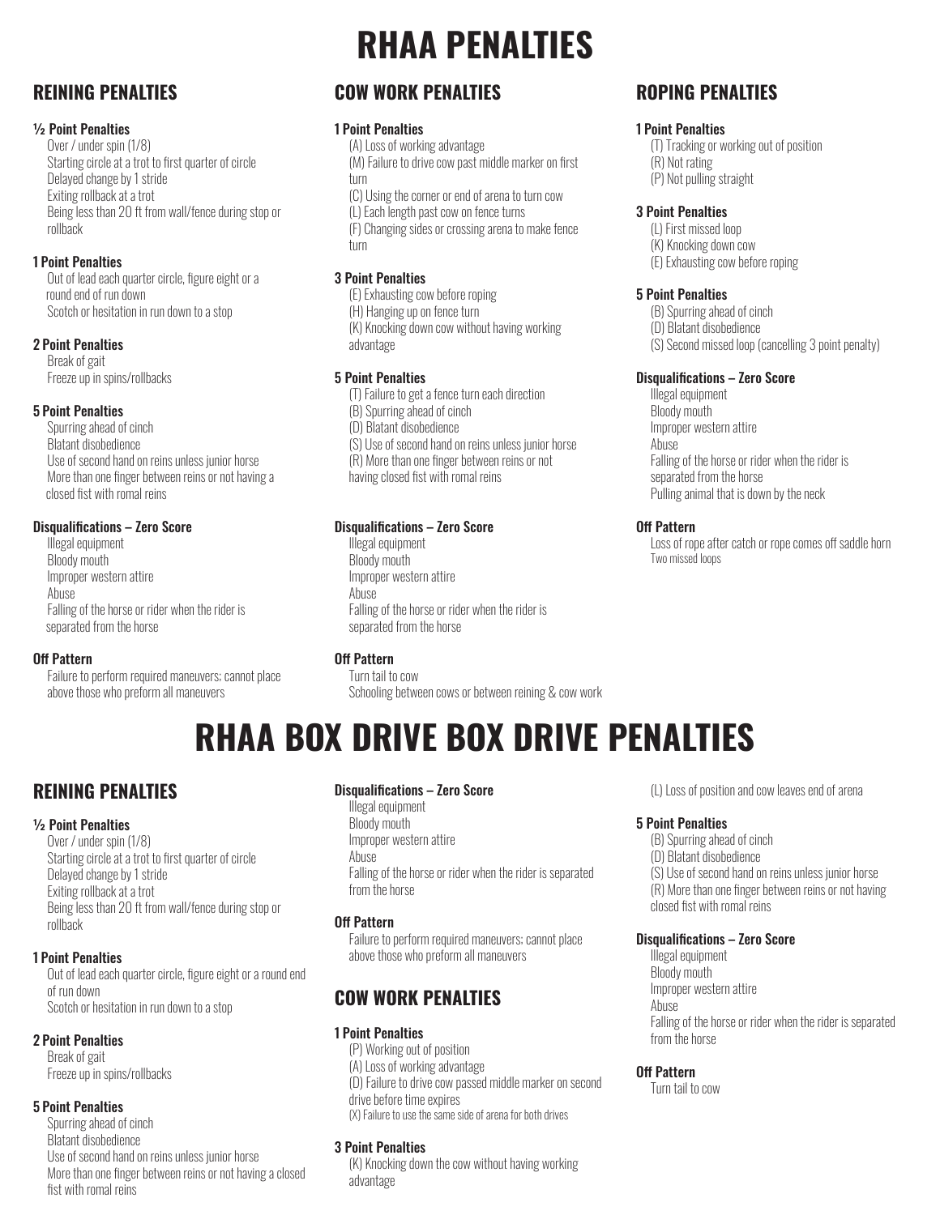# RHAA PENALTIES

## REINING PENALTIES

**½ Point Penalties**
- Over / under spin (1/8)
- Starting circle at a trot to first quarter of circle
- Delayed change by 1 stride
- Exiting rollback at a trot
- Being less than 20 ft from wall/fence during stop or rollback

**1 Point Penalties**
- Out of lead each quarter circle, figure eight or a round end of run down
- Scotch or hesitation in run down to a stop

**2 Point Penalties**
- Break of gait
- Freeze up in spins/rollbacks

**5 Point Penalties**
- Spurring ahead of cinch
- Blatant disobedience
- Use of second hand on reins unless junior horse
- More than one finger between reins or not having a closed fist with romal reins

**Disqualifications – Zero Score**
- Illegal equipment
- Bloody mouth
- Improper western attire
- Abuse
- Falling of the horse or rider when the rider is separated from the horse

**Off Pattern**
- Failure to perform required maneuvers; cannot place above those who preform all maneuvers

## COW WORK PENALTIES

**1 Point Penalties**
- (A) Loss of working advantage
- (M) Failure to drive cow past middle marker on first turn
- (C) Using the corner or end of arena to turn cow
- (L) Each length past cow on fence turns
- (F) Changing sides or crossing arena to make fence turn

**3 Point Penalties**
- (E) Exhausting cow before roping
- (H) Hanging up on fence turn
- (K) Knocking down cow without having working advantage

**5 Point Penalties**
- (T) Failure to get a fence turn each direction
- (B) Spurring ahead of cinch
- (D) Blatant disobedience
- (S) Use of second hand on reins unless junior horse
- (R) More than one finger between reins or not having closed fist with romal reins

**Disqualifications – Zero Score**
- Illegal equipment
- Bloody mouth
- Improper western attire
- Abuse
- Falling of the horse or rider when the rider is separated from the horse

**Off Pattern**
- Turn tail to cow
- Schooling between cows or between reining & cow work

## ROPING PENALTIES

**1 Point Penalties**
- (T) Tracking or working out of position
- (R) Not rating
- (P) Not pulling straight

**3 Point Penalties**
- (L) First missed loop
- (K) Knocking down cow
- (E) Exhausting cow before roping

**5 Point Penalties**
- (B) Spurring ahead of cinch
- (D) Blatant disobedience
- (S) Second missed loop (cancelling 3 point penalty)

**Disqualifications – Zero Score**
- Illegal equipment
- Bloody mouth
- Improper western attire
- Abuse
- Falling of the horse or rider when the rider is separated from the horse
- Pulling animal that is down by the neck

**Off Pattern**
- Loss of rope after catch or rope comes off saddle horn
- Two missed loops

# RHAA BOX DRIVE BOX DRIVE PENALTIES

## REINING PENALTIES

**½ Point Penalties**
- Over / under spin (1/8)
- Starting circle at a trot to first quarter of circle
- Delayed change by 1 stride
- Exiting rollback at a trot
- Being less than 20 ft from wall/fence during stop or rollback

**1 Point Penalties**
- Out of lead each quarter circle, figure eight or a round end of run down
- Scotch or hesitation in run down to a stop

**2 Point Penalties**
- Break of gait
- Freeze up in spins/rollbacks

**5 Point Penalties**
- Spurring ahead of cinch
- Blatant disobedience
- Use of second hand on reins unless junior horse
- More than one finger between reins or not having a closed fist with romal reins

**Disqualifications – Zero Score**
- Illegal equipment
- Bloody mouth
- Improper western attire
- Abuse
- Falling of the horse or rider when the rider is separated from the horse

**Off Pattern**
- Failure to perform required maneuvers; cannot place above those who preform all maneuvers

## COW WORK PENALTIES

**1 Point Penalties**
- (P) Working out of position
- (A) Loss of working advantage
- (D) Failure to drive cow passed middle marker on second drive before time expires
- (X) Failure to use the same side of arena for both drives

**3 Point Penalties**
- (K) Knocking down the cow without having working advantage
- (L) Loss of position and cow leaves end of arena

**5 Point Penalties**
- (B) Spurring ahead of cinch
- (D) Blatant disobedience
- (S) Use of second hand on reins unless junior horse
- (R) More than one finger between reins or not having closed fist with romal reins

**Disqualifications – Zero Score**
- Illegal equipment
- Bloody mouth
- Improper western attire
- Abuse
- Falling of the horse or rider when the rider is separated from the horse

**Off Pattern**
- Turn tail to cow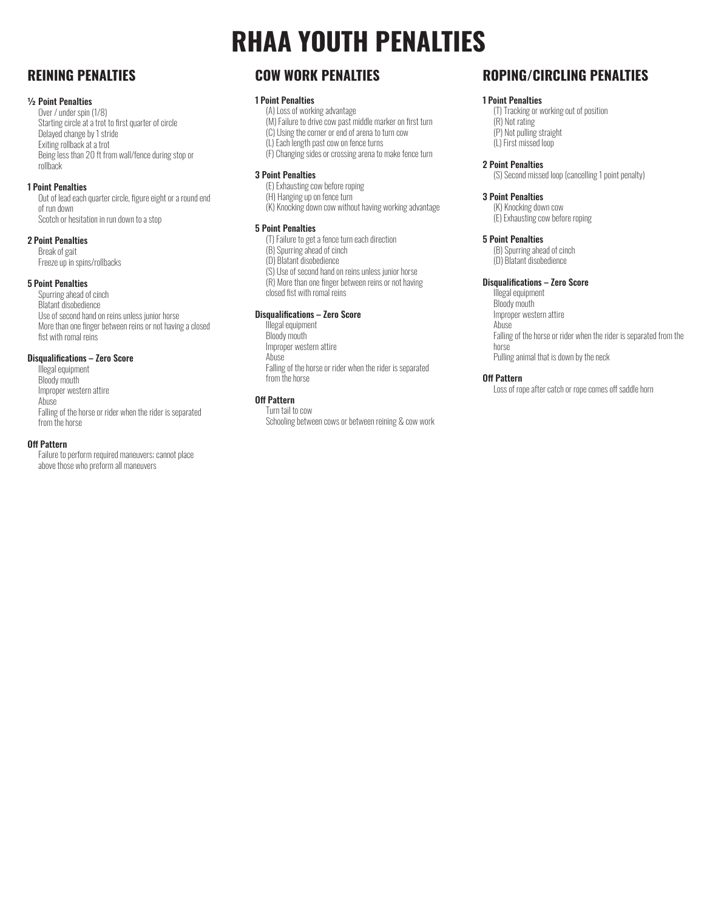# RHAA YOUTH PENALTIES

## REINING PENALTIES

### ½ Point Penalties

Over / under spin (1/8)
Starting circle at a trot to first quarter of circle
Delayed change by 1 stride
Exiting rollback at a trot
Being less than 20 ft from wall/fence during stop or rollback

### 1 Point Penalties

Out of lead each quarter circle, figure eight or a round end of run down
Scotch or hesitation in run down to a stop

### 2 Point Penalties

Break of gait
Freeze up in spins/rollbacks

### 5 Point Penalties

Spurring ahead of cinch
Blatant disobedience
Use of second hand on reins unless junior horse
More than one finger between reins or not having a closed fist with romal reins

### Disqualifications – Zero Score

Illegal equipment
Bloody mouth
Improper western attire
Abuse
Falling of the horse or rider when the rider is separated from the horse

### Off Pattern

Failure to perform required maneuvers; cannot place above those who preform all maneuvers

## COW WORK PENALTIES

### 1 Point Penalties

(A) Loss of working advantage
(M) Failure to drive cow past middle marker on first turn
(C) Using the corner or end of arena to turn cow
(L) Each length past cow on fence turns
(F) Changing sides or crossing arena to make fence turn

### 3 Point Penalties

(E) Exhausting cow before roping
(H) Hanging up on fence turn
(K) Knocking down cow without having working advantage

### 5 Point Penalties

(T) Failure to get a fence turn each direction
(B) Spurring ahead of cinch
(D) Blatant disobedience
(S) Use of second hand on reins unless junior horse
(R) More than one finger between reins or not having closed fist with romal reins

### Disqualifications – Zero Score

Illegal equipment
Bloody mouth
Improper western attire
Abuse
Falling of the horse or rider when the rider is separated from the horse

### Off Pattern

Turn tail to cow
Schooling between cows or between reining & cow work

## ROPING/CIRCLING PENALTIES

### 1 Point Penalties

(T) Tracking or working out of position
(R) Not rating
(P) Not pulling straight
(L) First missed loop

### 2 Point Penalties

(S) Second missed loop (cancelling 1 point penalty)

### 3 Point Penalties

(K) Knocking down cow
(E) Exhausting cow before roping

### 5 Point Penalties

(B) Spurring ahead of cinch
(D) Blatant disobedience

### Disqualifications – Zero Score

Illegal equipment
Bloody mouth
Improper western attire
Abuse
Falling of the horse or rider when the rider is separated from the horse
Pulling animal that is down by the neck

### Off Pattern

Loss of rope after catch or rope comes off saddle horn